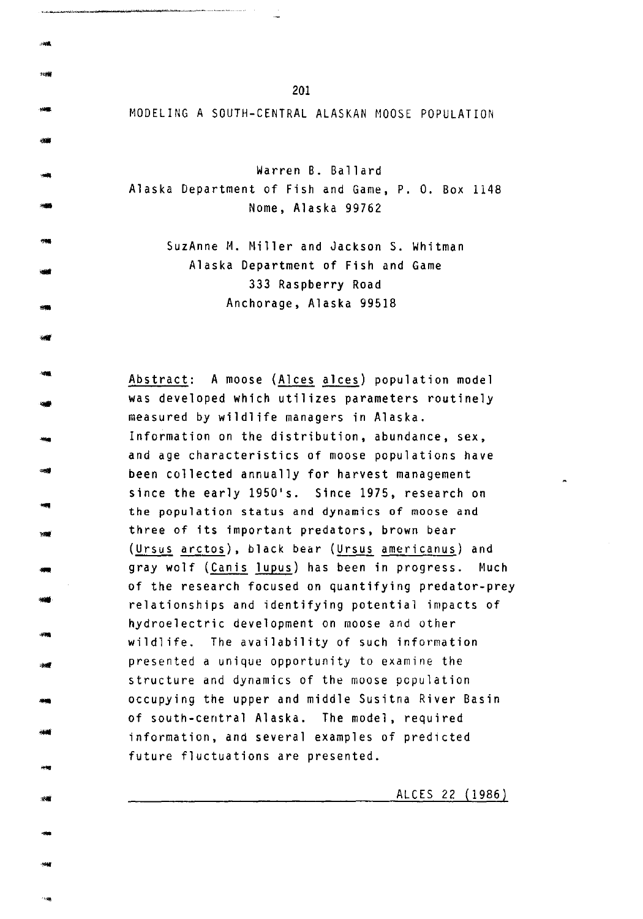# MODELING A SOUTH-CENTRAL ALASKAN MOOSE POPULATION

Warren B. Ballard
Alaska Department of Fish and Game, P. O. Box 1148
Nome, Alaska 99762

SuzAnne M. Miller and Jackson S. Whitman
Alaska Department of Fish and Game
333 Raspberry Road
Anchorage, Alaska 99518

Abstract: A moose (*Alces alces*) population model was developed which utilizes parameters routinely measured by wildlife managers in Alaska. Information on the distribution, abundance, sex, and age characteristics of moose populations have been collected annually for harvest management since the early 1950's. Since 1975, research on the population status and dynamics of moose and three of its important predators, brown bear (*Ursus arctos*), black bear (*Ursus americanus*) and gray wolf (*Canis lupus*) has been in progress. Much of the research focused on quantifying predator-prey relationships and identifying potential impacts of hydroelectric development on moose and other wildlife. The availability of such information presented a unique opportunity to examine the structure and dynamics of the moose population occupying the upper and middle Susitna River Basin of south-central Alaska. The model, required information, and several examples of predicted future fluctuations are presented.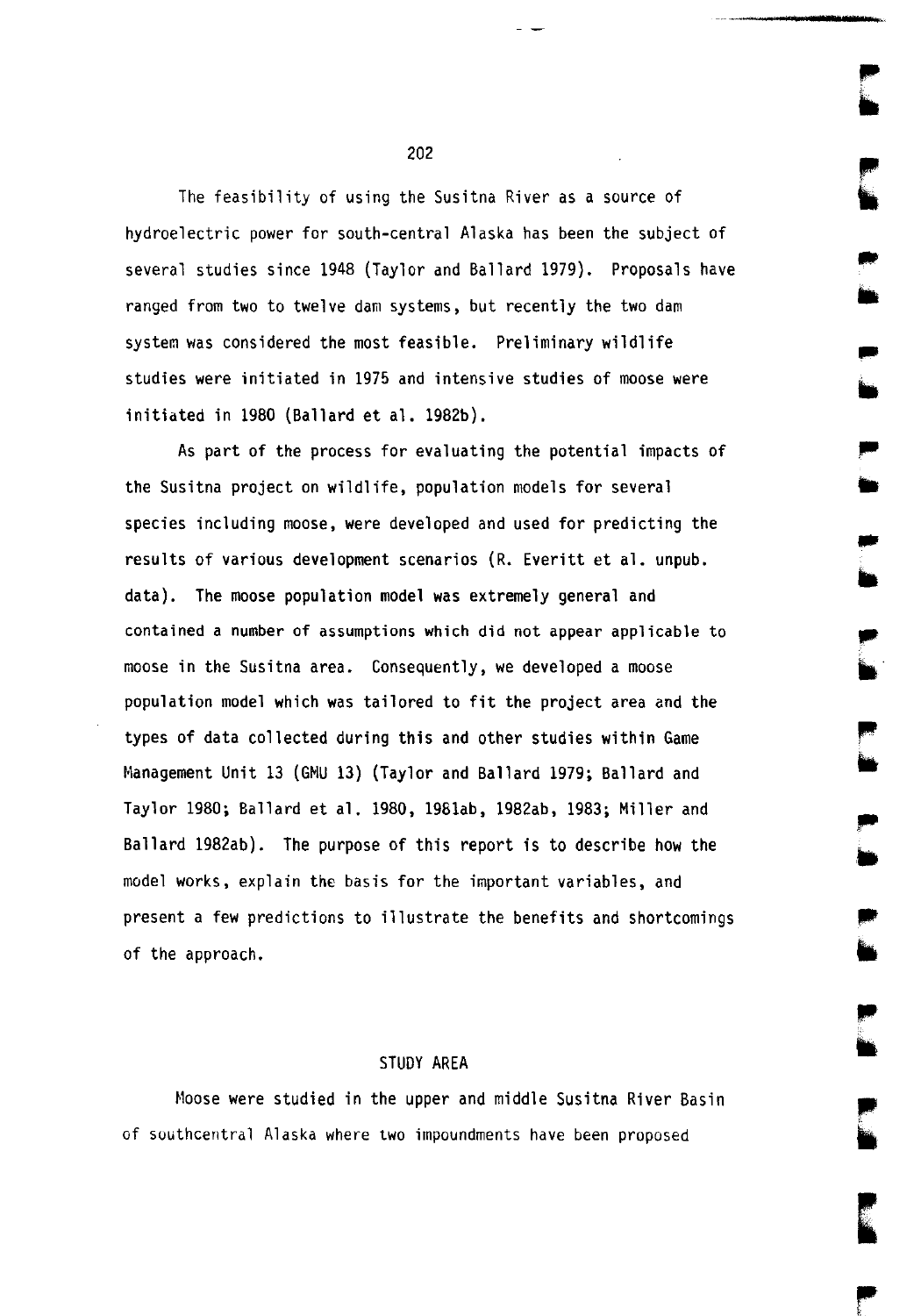The feasibility of using the Susitna River as a source of hydroelectric power for south-central Alaska has been the subject of several studies since 1948 (Taylor and Ballard 1979). Proposals have ranged from two to twelve dam systems, but recently the two dam system was considered the most feasible. Preliminary wildlife studies were initiated in 1975 and intensive studies of moose were initiated in 1980 (Ballard et al. 1982b).

As part of the process for evaluating the potential impacts of the Susitna project on wildlife, population models for several species including moose, were developed and used for predicting the results of various development scenarios (R. Everitt et al. unpub. data). The moose population model was extremely general and contained a number of assumptions which did not appear applicable to moose in the Susitna area. Consequently, we developed a moose population model which was tailored to fit the project area and the types of data collected during this and other studies within Game Management Unit 13 (GMU 13) (Taylor and Ballard 1979; Ballard and Taylor 1980; Ballard et al. 1980, 1981ab, 1982ab, 1983; Miller and Ballard 1982ab). The purpose of this report is to describe how the model works, explain the basis for the important variables, and present a few predictions to illustrate the benefits and shortcomings of the approach.

## STUDY AREA

Moose were studied in the upper and middle Susitna River Basin of southcentral Alaska where two impoundments have been proposed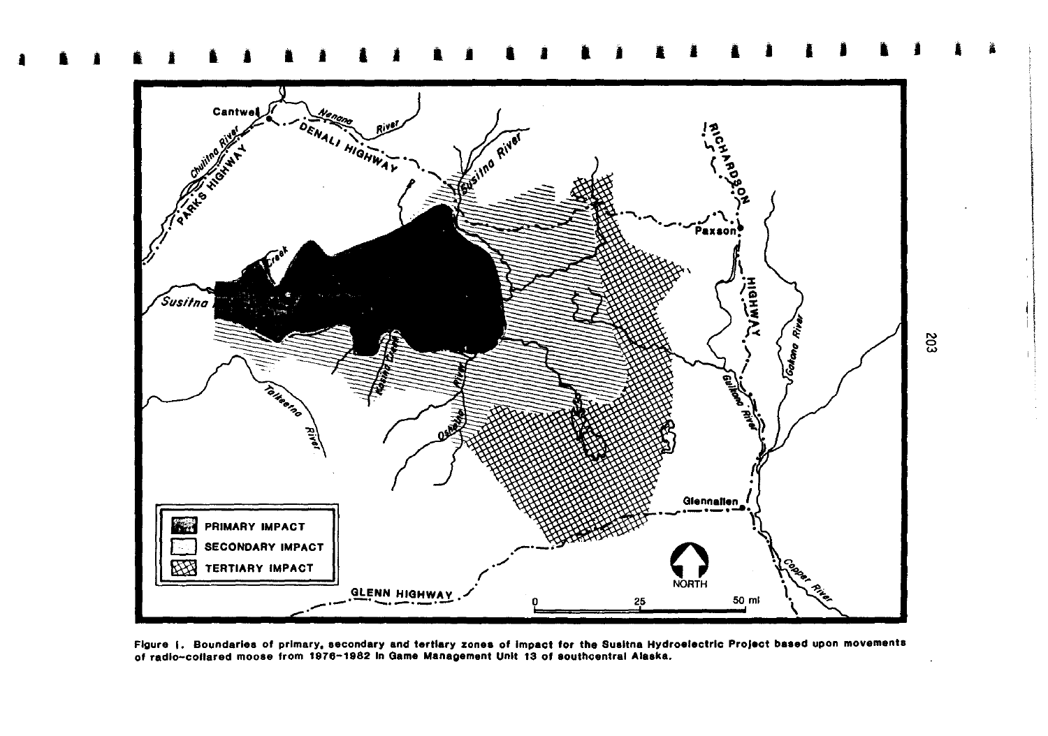Figure 1. Boundaries of primary, secondary and tertiary zones of impact for the Susitna Hydroelectric Project based upon movements of radio-collared moose from 1976-1982 in Game Management Unit 13 of southcentral Alaska.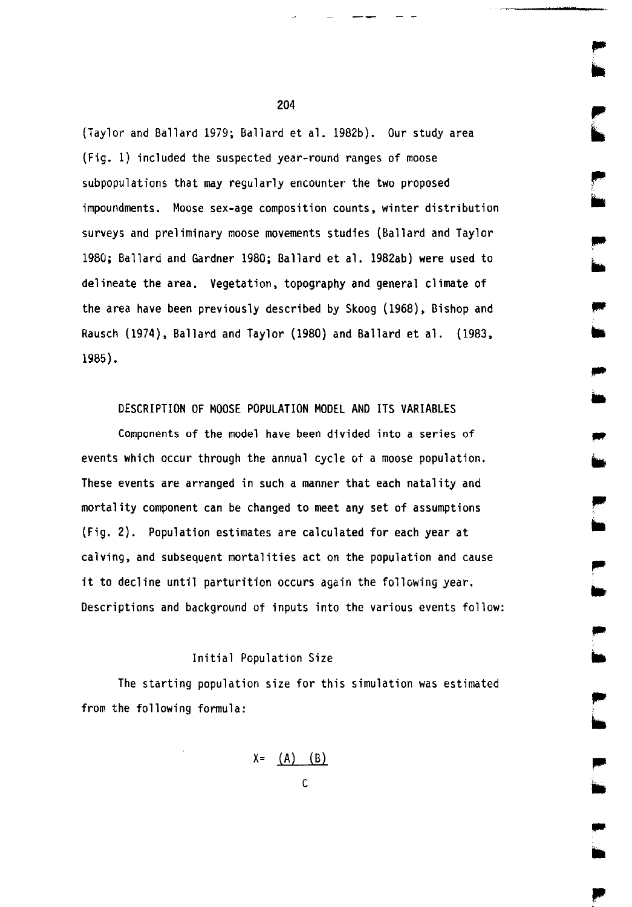(Taylor and Ballard 1979; Ballard et al. 1982b). Our study area (Fig. 1) included the suspected year-round ranges of moose subpopulations that may regularly encounter the two proposed impoundments. Moose sex-age composition counts, winter distribution surveys and preliminary moose movements studies (Ballard and Taylor 1980; Ballard and Gardner 1980; Ballard et al. 1982ab) were used to delineate the area. Vegetation, topography and general climate of the area have been previously described by Skoog (1968), Bishop and Rausch (1974), Ballard and Taylor (1980) and Ballard et al. (1983, 1985).

## DESCRIPTION OF MOOSE POPULATION MODEL AND ITS VARIABLES

Components of the model have been divided into a series of events which occur through the annual cycle of a moose population. These events are arranged in such a manner that each natality and mortality component can be changed to meet any set of assumptions (Fig. 2). Population estimates are calculated for each year at calving, and subsequent mortalities act on the population and cause it to decline until parturition occurs again the following year. Descriptions and background of inputs into the various events follow:

### Initial Population Size

The starting population size for this simulation was estimated from the following formula:

$$X = \frac{(A)\ (B)}{C}$$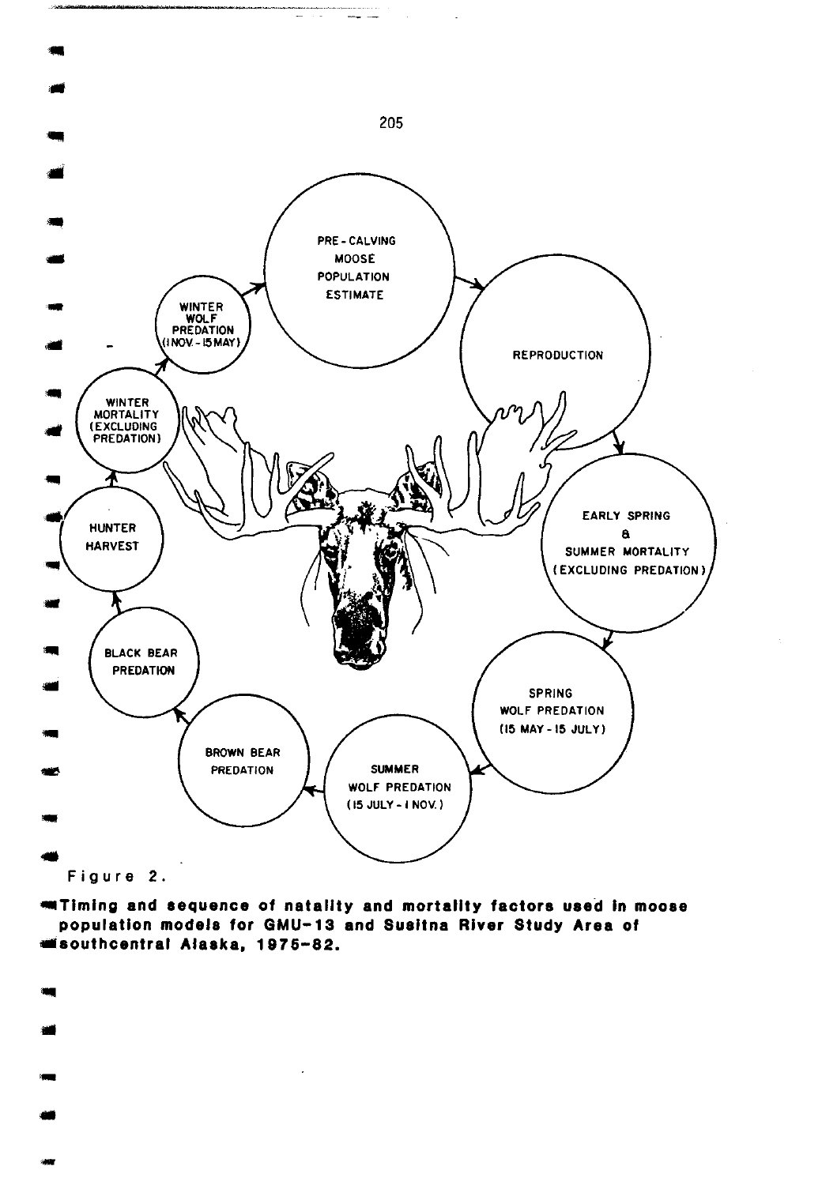PRE-CALVING MOOSE POPULATION ESTIMATE

REPRODUCTION

EARLY SPRING & SUMMER MORTALITY (EXCLUDING PREDATION)

SPRING WOLF PREDATION (15 MAY - 15 JULY)

SUMMER WOLF PREDATION (15 JULY - 1 NOV.)

BROWN BEAR PREDATION

BLACK BEAR PREDATION

HUNTER HARVEST

WINTER MORTALITY (EXCLUDING PREDATION)

WINTER WOLF PREDATION (1 NOV. - 15 MAY)

Figure 2.

**Timing and sequence of natality and mortality factors used in moose population models for GMU-13 and Susitna River Study Area of southcentral Alaska, 1975-82.**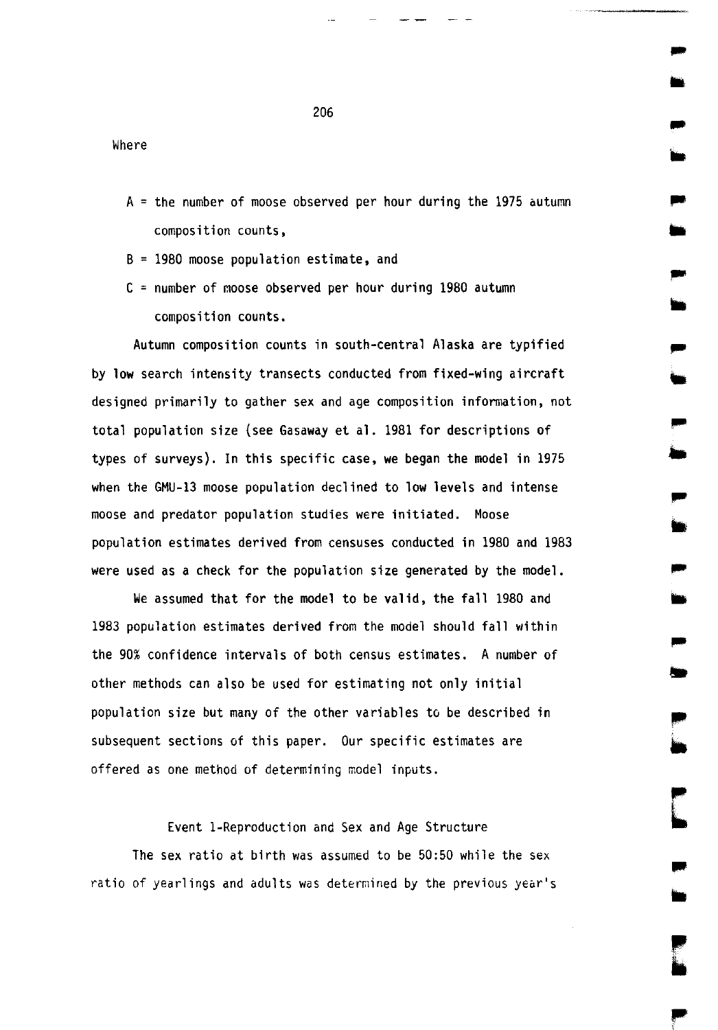Where

- $A$ = the number of moose observed per hour during the 1975 autumn composition counts,
- $B$ = 1980 moose population estimate, and
- $C$ = number of moose observed per hour during 1980 autumn composition counts.

Autumn composition counts in south-central Alaska are typified by low search intensity transects conducted from fixed-wing aircraft designed primarily to gather sex and age composition information, not total population size (see Gasaway et al. 1981 for descriptions of types of surveys). In this specific case, we began the model in 1975 when the GMU-13 moose population declined to low levels and intense moose and predator population studies were initiated. Moose population estimates derived from censuses conducted in 1980 and 1983 were used as a check for the population size generated by the model.

We assumed that for the model to be valid, the fall 1980 and 1983 population estimates derived from the model should fall within the 90% confidence intervals of both census estimates. A number of other methods can also be used for estimating not only initial population size but many of the other variables to be described in subsequent sections of this paper. Our specific estimates are offered as one method of determining model inputs.

### Event 1-Reproduction and Sex and Age Structure

The sex ratio at birth was assumed to be 50:50 while the sex ratio of yearlings and adults was determined by the previous year's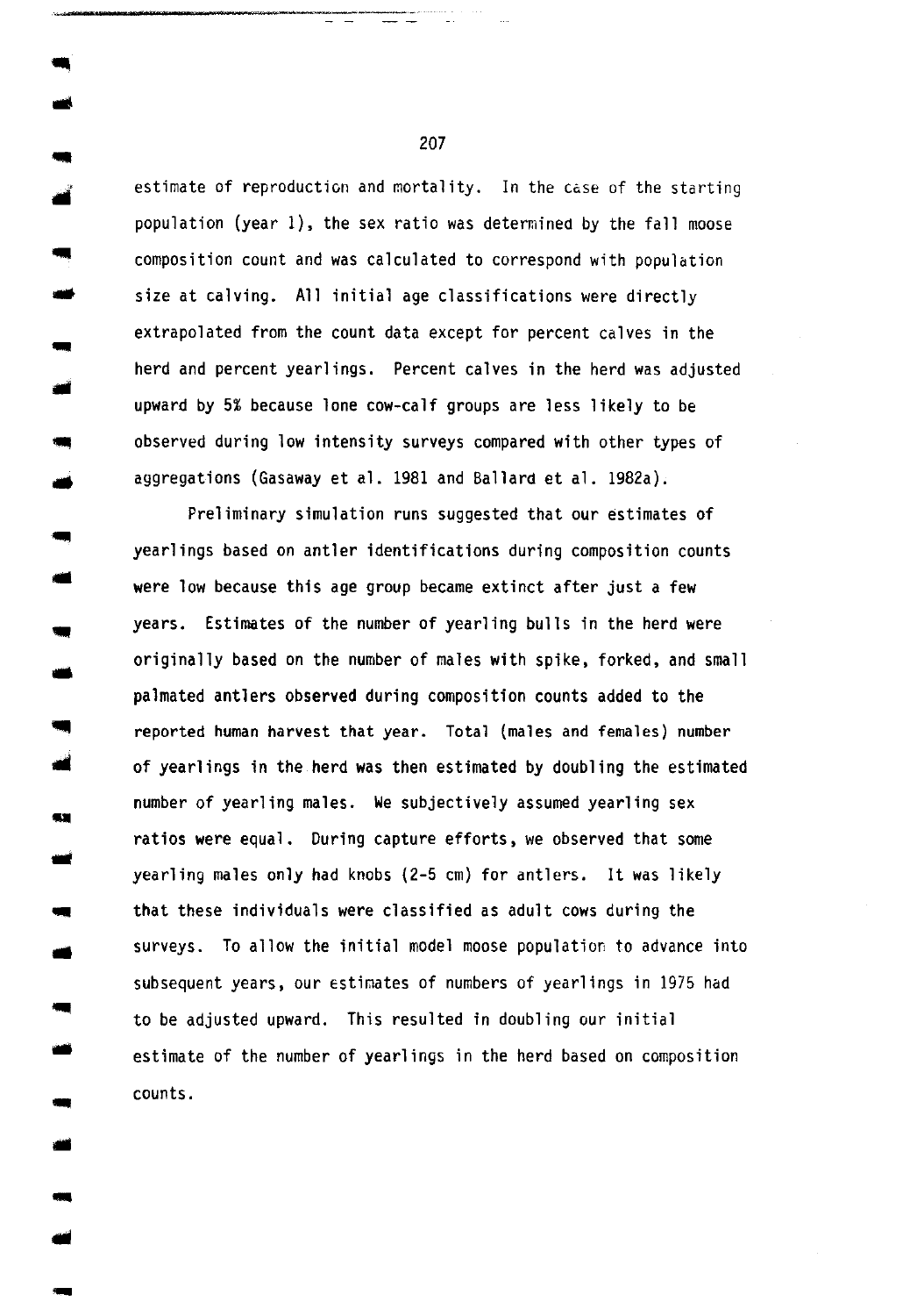estimate of reproduction and mortality. In the case of the starting population (year 1), the sex ratio was determined by the fall moose composition count and was calculated to correspond with population size at calving. All initial age classifications were directly extrapolated from the count data except for percent calves in the herd and percent yearlings. Percent calves in the herd was adjusted upward by 5% because lone cow-calf groups are less likely to be observed during low intensity surveys compared with other types of aggregations (Gasaway et al. 1981 and Ballard et al. 1982a).

Preliminary simulation runs suggested that our estimates of yearlings based on antler identifications during composition counts were low because this age group became extinct after just a few years. Estimates of the number of yearling bulls in the herd were originally based on the number of males with spike, forked, and small palmated antlers observed during composition counts added to the reported human harvest that year. Total (males and females) number of yearlings in the herd was then estimated by doubling the estimated number of yearling males. We subjectively assumed yearling sex ratios were equal. During capture efforts, we observed that some yearling males only had knobs (2-5 cm) for antlers. It was likely that these individuals were classified as adult cows during the surveys. To allow the initial model moose population to advance into subsequent years, our estimates of numbers of yearlings in 1975 had to be adjusted upward. This resulted in doubling our initial estimate of the number of yearlings in the herd based on composition counts.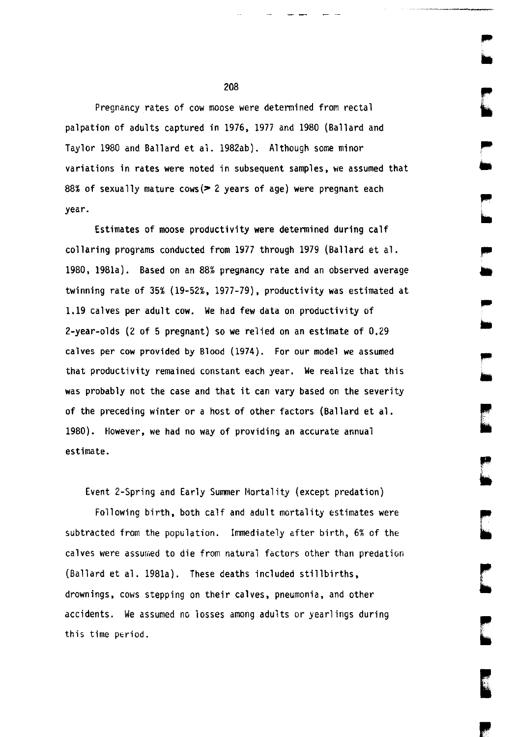Pregnancy rates of cow moose were determined from rectal palpation of adults captured in 1976, 1977 and 1980 (Ballard and Taylor 1980 and Ballard et al. 1982ab). Although some minor variations in rates were noted in subsequent samples, we assumed that 88% of sexually mature cows($>$ 2 years of age) were pregnant each year.

Estimates of moose productivity were determined during calf collaring programs conducted from 1977 through 1979 (Ballard et al. 1980, 1981a). Based on an 88% pregnancy rate and an observed average twinning rate of 35% (19-52%, 1977-79), productivity was estimated at 1.19 calves per adult cow. We had few data on productivity of 2-year-olds (2 of 5 pregnant) so we relied on an estimate of 0.29 calves per cow provided by Blood (1974). For our model we assumed that productivity remained constant each year. We realize that this was probably not the case and that it can vary based on the severity of the preceding winter or a host of other factors (Ballard et al. 1980). However, we had no way of providing an accurate annual estimate.

Event 2-Spring and Early Summer Mortality (except predation)

Following birth, both calf and adult mortality estimates were subtracted from the population. Immediately after birth, 6% of the calves were assumed to die from natural factors other than predation (Ballard et al. 1981a). These deaths included stillbirths, drownings, cows stepping on their calves, pneumonia, and other accidents. We assumed no losses among adults or yearlings during this time period.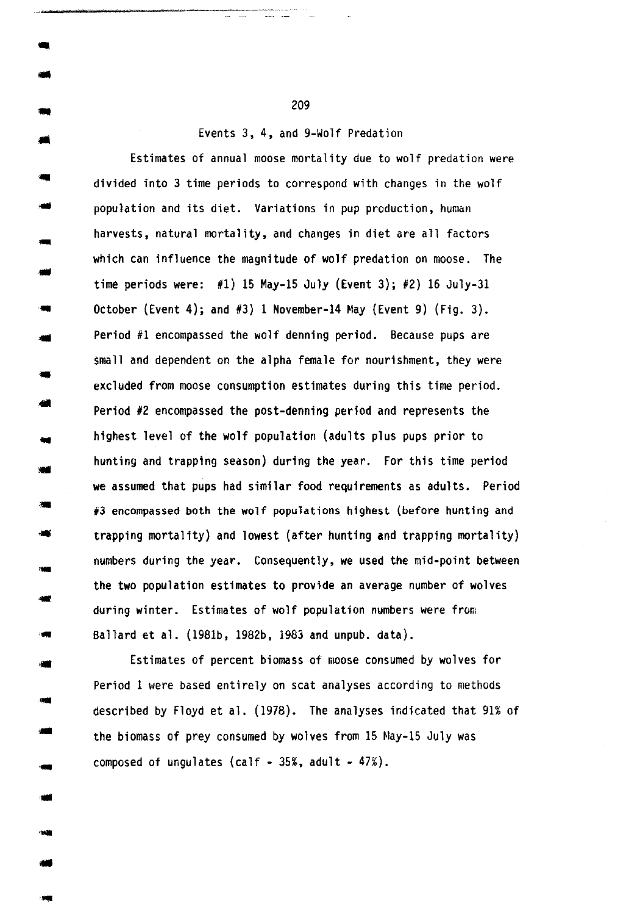## Events 3, 4, and 9-Wolf Predation

Estimates of annual moose mortality due to wolf predation were divided into 3 time periods to correspond with changes in the wolf population and its diet. Variations in pup production, human harvests, natural mortality, and changes in diet are all factors which can influence the magnitude of wolf predation on moose. The time periods were: #1) 15 May-15 July (Event 3); #2) 16 July-31 October (Event 4); and #3) 1 November-14 May (Event 9) (Fig. 3). Period #1 encompassed the wolf denning period. Because pups are small and dependent on the alpha female for nourishment, they were excluded from moose consumption estimates during this time period. Period #2 encompassed the post-denning period and represents the highest level of the wolf population (adults plus pups prior to hunting and trapping season) during the year. For this time period we assumed that pups had similar food requirements as adults. Period #3 encompassed both the wolf populations highest (before hunting and trapping mortality) and lowest (after hunting and trapping mortality) numbers during the year. Consequently, we used the mid-point between the two population estimates to provide an average number of wolves during winter. Estimates of wolf population numbers were from Ballard et al. (1981b, 1982b, 1983 and unpub. data).

Estimates of percent biomass of moose consumed by wolves for Period 1 were based entirely on scat analyses according to methods described by Floyd et al. (1978). The analyses indicated that 91% of the biomass of prey consumed by wolves from 15 May-15 July was composed of ungulates (calf - 35%, adult - 47%).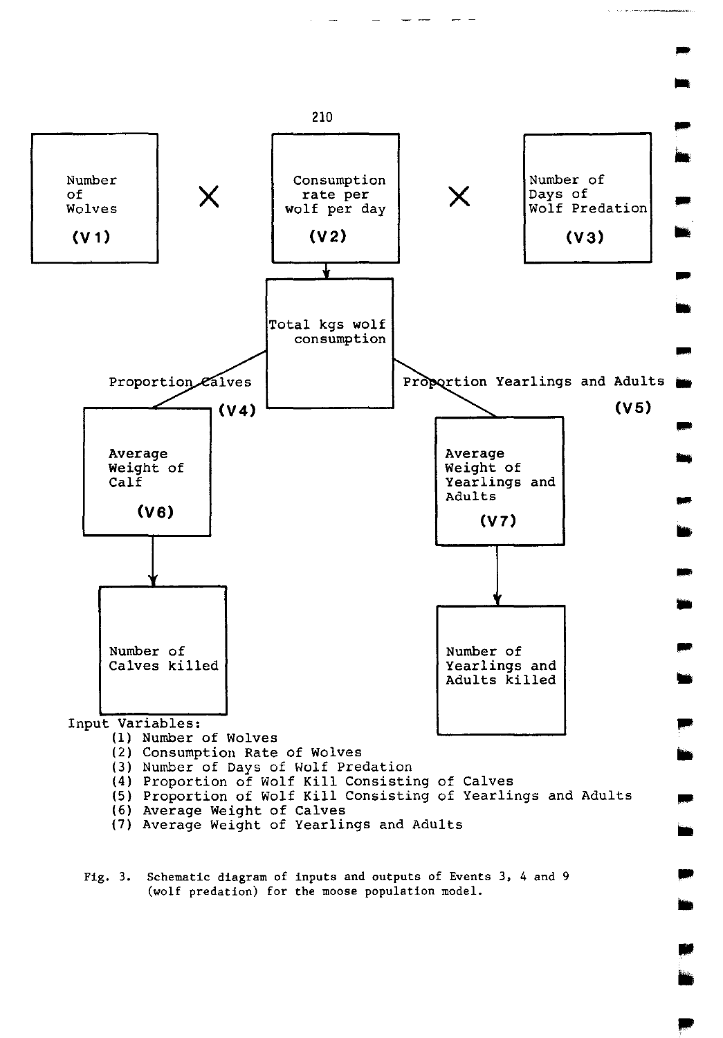Number of Wolves (V1) × Consumption rate per wolf per day (V2) × Number of Days of Wolf Predation (V3)

Total kgs wolf consumption

Proportion Calves (V4)

Proportion Yearlings and Adults (V5)

Average Weight of Calf (V6)

Average Weight of Yearlings and Adults (V7)

Number of Calves killed

Number of Yearlings and Adults killed

Input Variables:

1. Number of Wolves
2. Consumption Rate of Wolves
3. Number of Days of Wolf Predation
4. Proportion of Wolf Kill Consisting of Calves
5. Proportion of Wolf Kill Consisting of Yearlings and Adults
6. Average Weight of Calves
7. Average Weight of Yearlings and Adults

Fig. 3. Schematic diagram of inputs and outputs of Events 3, 4 and 9 (wolf predation) for the moose population model.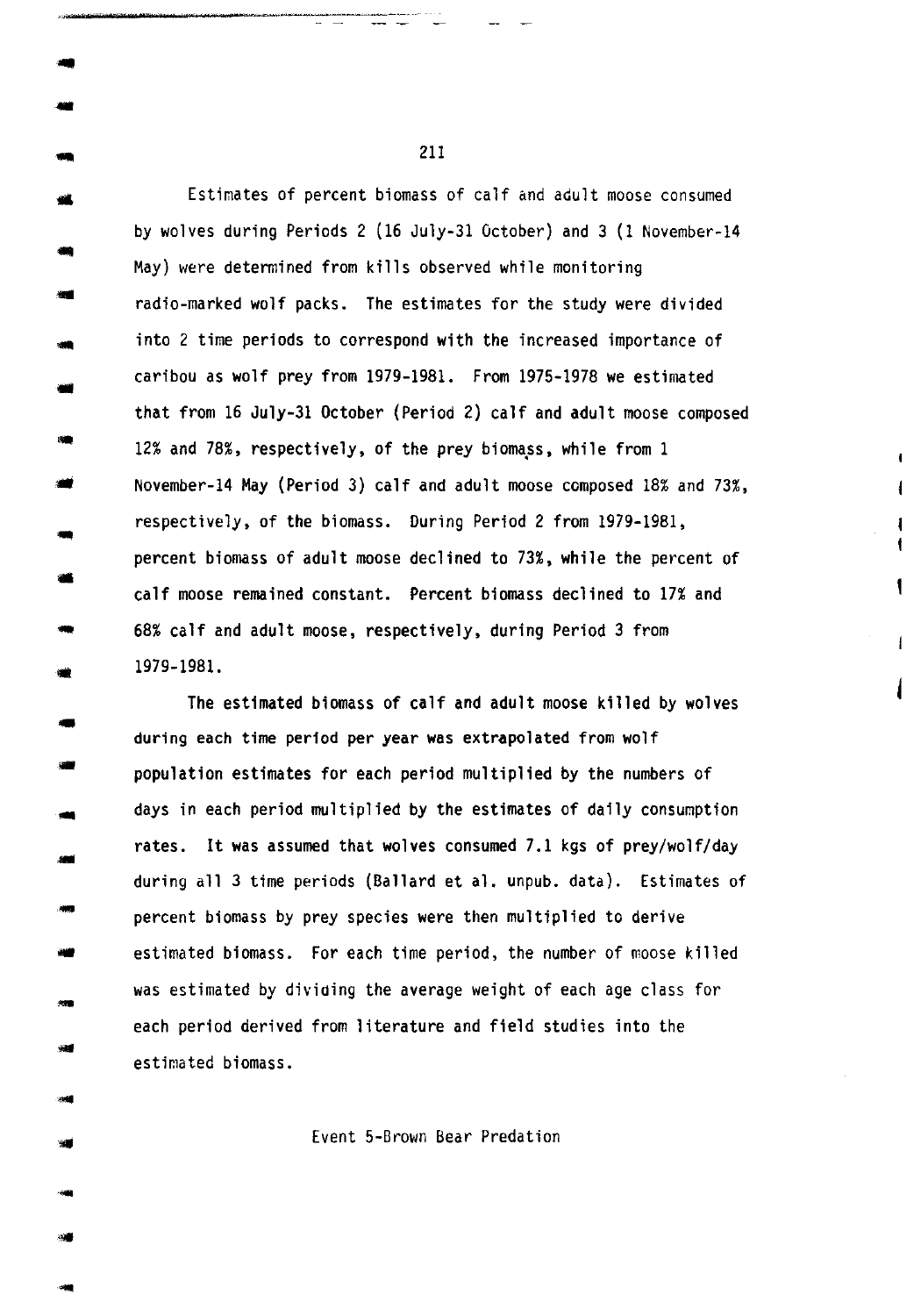Estimates of percent biomass of calf and adult moose consumed by wolves during Periods 2 (16 July-31 October) and 3 (1 November-14 May) were determined from kills observed while monitoring radio-marked wolf packs. The estimates for the study were divided into 2 time periods to correspond with the increased importance of caribou as wolf prey from 1979-1981. From 1975-1978 we estimated that from 16 July-31 October (Period 2) calf and adult moose composed 12% and 78%, respectively, of the prey biomass, while from 1 November-14 May (Period 3) calf and adult moose composed 18% and 73%, respectively, of the biomass. During Period 2 from 1979-1981, percent biomass of adult moose declined to 73%, while the percent of calf moose remained constant. Percent biomass declined to 17% and 68% calf and adult moose, respectively, during Period 3 from 1979-1981.

The estimated biomass of calf and adult moose killed by wolves during each time period per year was extrapolated from wolf population estimates for each period multiplied by the numbers of days in each period multiplied by the estimates of daily consumption rates. It was assumed that wolves consumed 7.1 kgs of prey/wolf/day during all 3 time periods (Ballard et al. unpub. data). Estimates of percent biomass by prey species were then multiplied to derive estimated biomass. For each time period, the number of moose killed was estimated by dividing the average weight of each age class for each period derived from literature and field studies into the estimated biomass.

### Event 5-Brown Bear Predation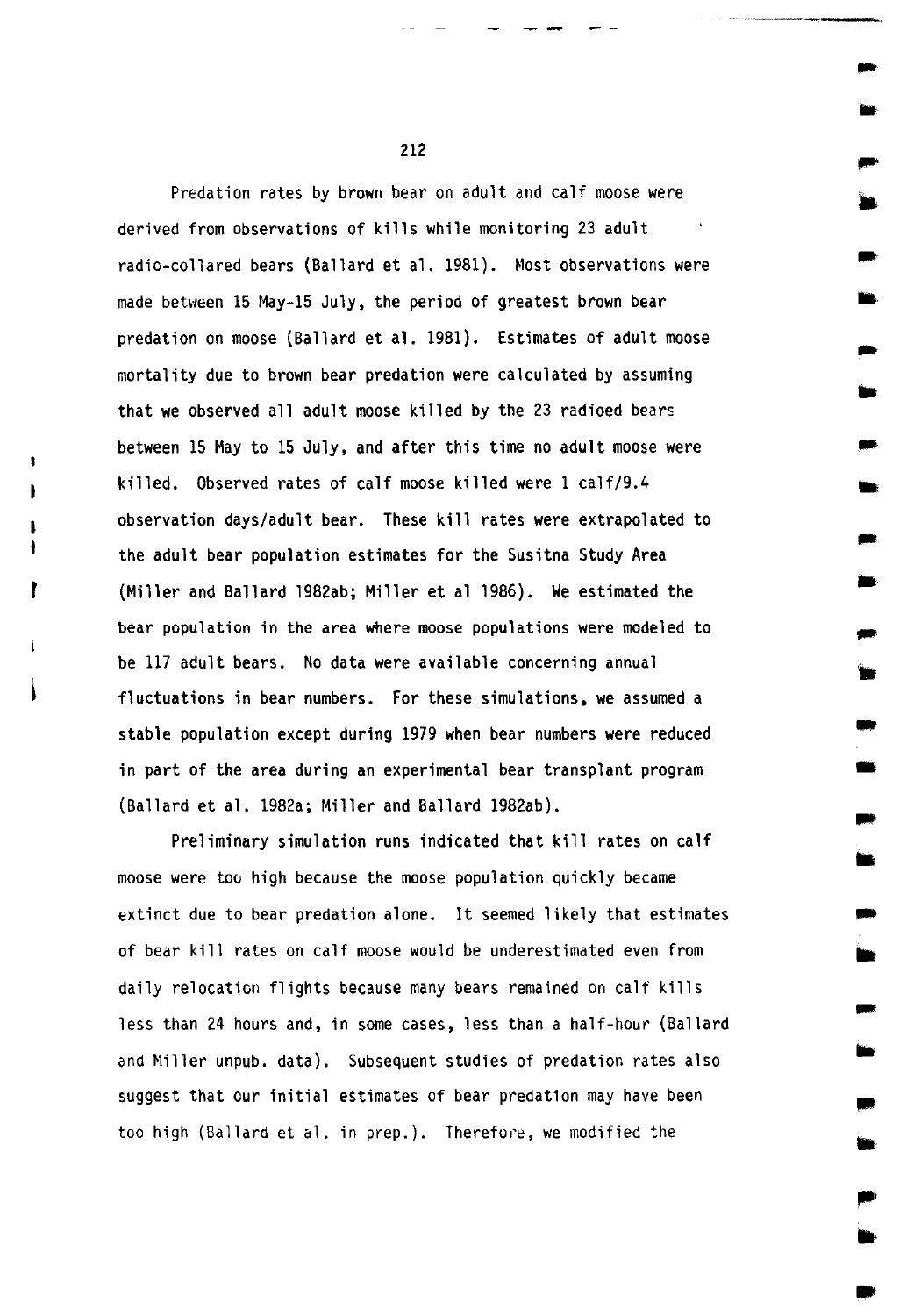Predation rates by brown bear on adult and calf moose were derived from observations of kills while monitoring 23 adult radio-collared bears (Ballard et al. 1981). Most observations were made between 15 May-15 July, the period of greatest brown bear predation on moose (Ballard et al. 1981). Estimates of adult moose mortality due to brown bear predation were calculated by assuming that we observed all adult moose killed by the 23 radioed bears between 15 May to 15 July, and after this time no adult moose were killed. Observed rates of calf moose killed were 1 calf/9.4 observation days/adult bear. These kill rates were extrapolated to the adult bear population estimates for the Susitna Study Area (Miller and Ballard 1982ab; Miller et al 1986). We estimated the bear population in the area where moose populations were modeled to be 117 adult bears. No data were available concerning annual fluctuations in bear numbers. For these simulations, we assumed a stable population except during 1979 when bear numbers were reduced in part of the area during an experimental bear transplant program (Ballard et al. 1982a; Miller and Ballard 1982ab).

Preliminary simulation runs indicated that kill rates on calf moose were too high because the moose population quickly became extinct due to bear predation alone. It seemed likely that estimates of bear kill rates on calf moose would be underestimated even from daily relocation flights because many bears remained on calf kills less than 24 hours and, in some cases, less than a half-hour (Ballard and Miller unpub. data). Subsequent studies of predation rates also suggest that our initial estimates of bear predation may have been too high (Ballard et al. in prep.). Therefore, we modified the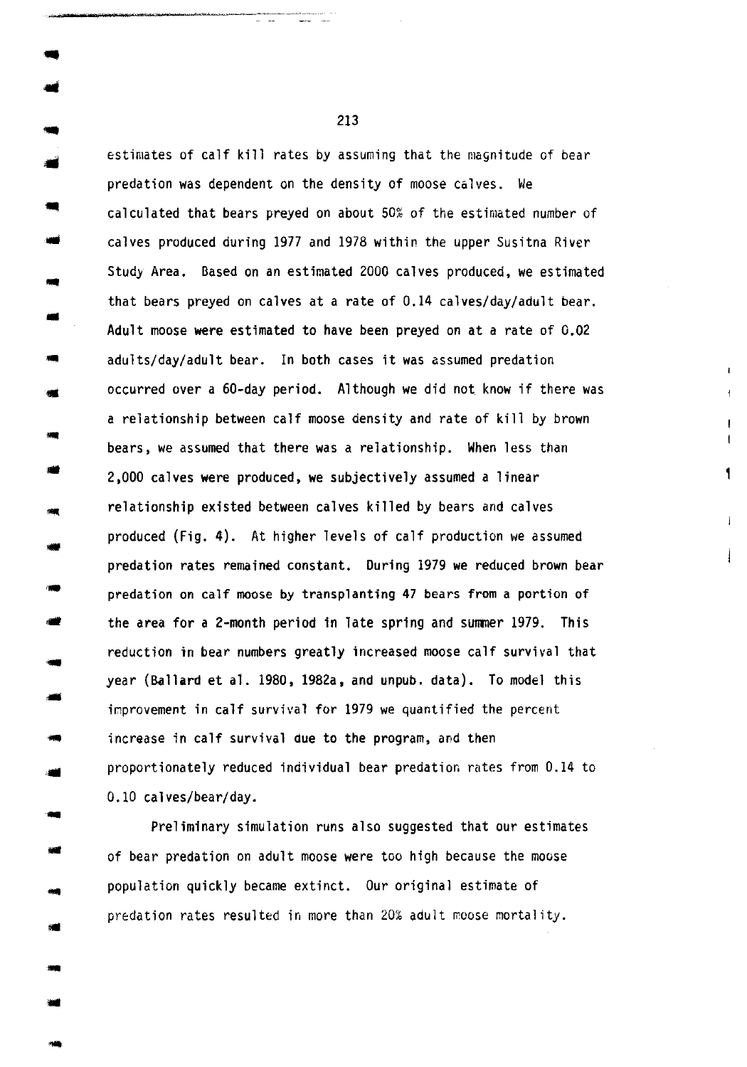estimates of calf kill rates by assuming that the magnitude of bear predation was dependent on the density of moose calves. We calculated that bears preyed on about 50% of the estimated number of calves produced during 1977 and 1978 within the upper Susitna River Study Area. Based on an estimated 2000 calves produced, we estimated that bears preyed on calves at a rate of 0.14 calves/day/adult bear. Adult moose were estimated to have been preyed on at a rate of 0.02 adults/day/adult bear. In both cases it was assumed predation occurred over a 60-day period. Although we did not know if there was a relationship between calf moose density and rate of kill by brown bears, we assumed that there was a relationship. When less than 2,000 calves were produced, we subjectively assumed a linear relationship existed between calves killed by bears and calves produced (Fig. 4). At higher levels of calf production we assumed predation rates remained constant. During 1979 we reduced brown bear predation on calf moose by transplanting 47 bears from a portion of the area for a 2-month period in late spring and summer 1979. This reduction in bear numbers greatly increased moose calf survival that year (Ballard et al. 1980, 1982a, and unpub. data). To model this improvement in calf survival for 1979 we quantified the percent increase in calf survival due to the program, and then proportionately reduced individual bear predation rates from 0.14 to 0.10 calves/bear/day.

Preliminary simulation runs also suggested that our estimates of bear predation on adult moose were too high because the moose population quickly became extinct. Our original estimate of predation rates resulted in more than 20% adult moose mortality.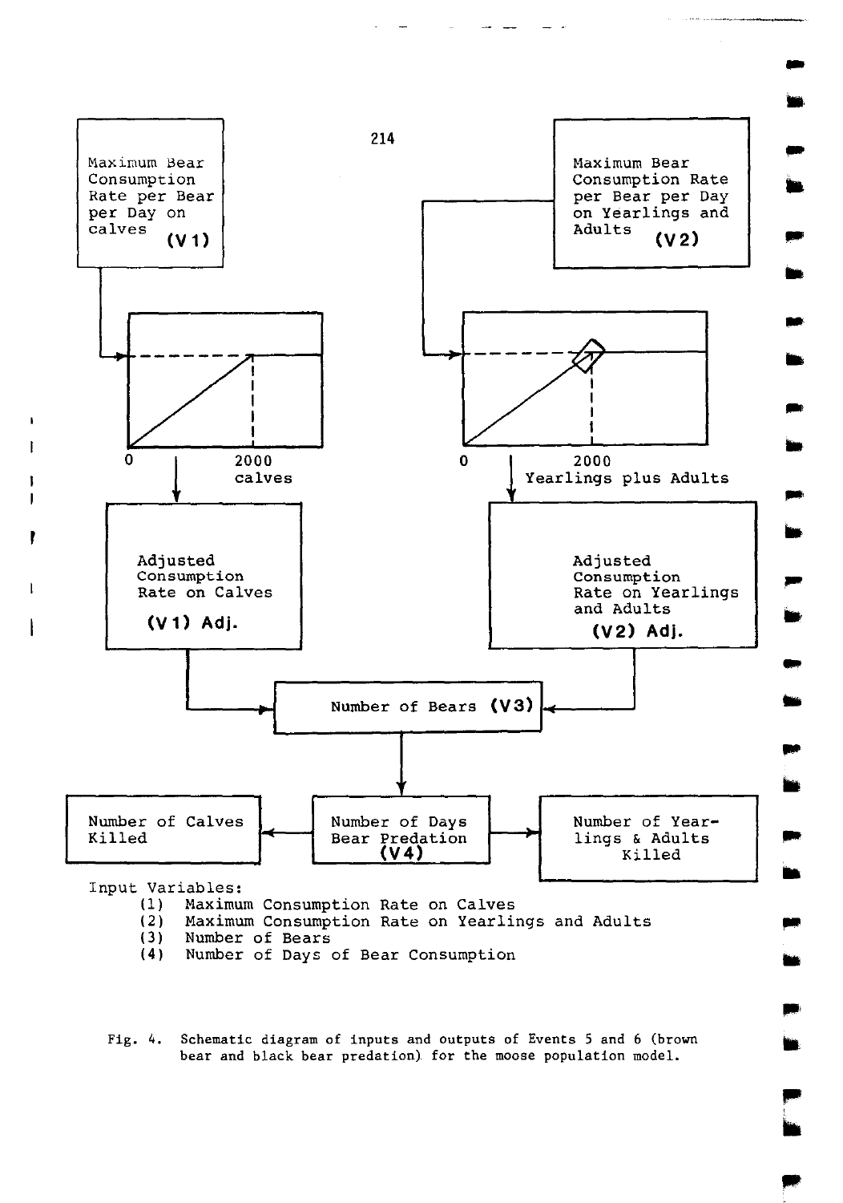Maximum Bear Consumption Rate per Bear per Day on calves **(V1)**

Maximum Bear Consumption Rate per Bear per Day on Yearlings and Adults **(V2)**

0 2000 calves

0 2000 Yearlings plus Adults

Adjusted Consumption Rate on Calves **(V1) Adj.**

Adjusted Consumption Rate on Yearlings and Adults **(V2) Adj.**

Number of Bears **(V3)**

Number of Calves Killed

Number of Days Bear Predation **(V4)**

Number of Yearlings & Adults Killed

Input Variables:

(1) Maximum Consumption Rate on Calves
(2) Maximum Consumption Rate on Yearlings and Adults
(3) Number of Bears
(4) Number of Days of Bear Consumption

Fig. 4. Schematic diagram of inputs and outputs of Events 5 and 6 (brown bear and black bear predation) for the moose population model.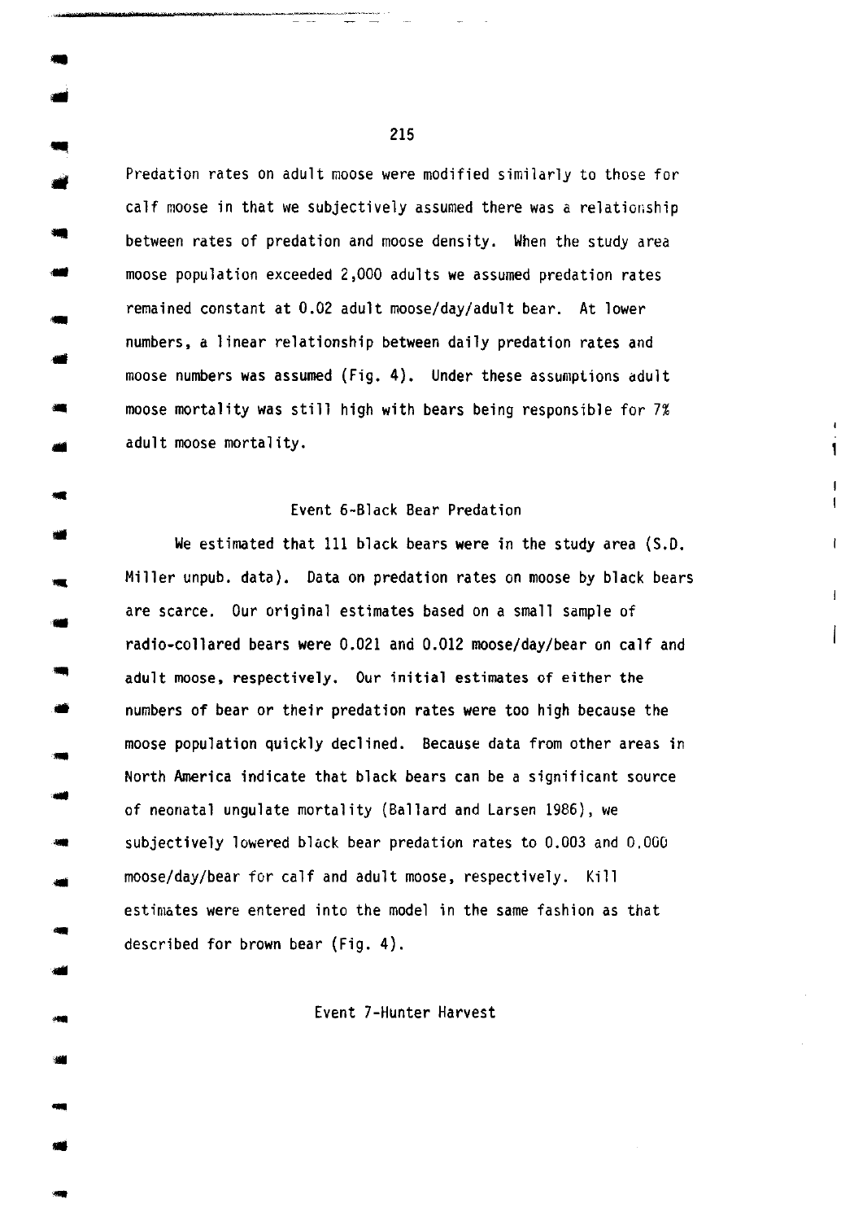Predation rates on adult moose were modified similarly to those for calf moose in that we subjectively assumed there was a relationship between rates of predation and moose density. When the study area moose population exceeded 2,000 adults we assumed predation rates remained constant at 0.02 adult moose/day/adult bear. At lower numbers, a linear relationship between daily predation rates and moose numbers was assumed (Fig. 4). Under these assumptions adult moose mortality was still high with bears being responsible for 7% adult moose mortality.

### Event 6-Black Bear Predation

We estimated that 111 black bears were in the study area (S.D. Miller unpub. data). Data on predation rates on moose by black bears are scarce. Our original estimates based on a small sample of radio-collared bears were 0.021 and 0.012 moose/day/bear on calf and adult moose, respectively. Our initial estimates of either the numbers of bear or their predation rates were too high because the moose population quickly declined. Because data from other areas in North America indicate that black bears can be a significant source of neonatal ungulate mortality (Ballard and Larsen 1986), we subjectively lowered black bear predation rates to 0.003 and 0.000 moose/day/bear for calf and adult moose, respectively. Kill estimates were entered into the model in the same fashion as that described for brown bear (Fig. 4).

### Event 7-Hunter Harvest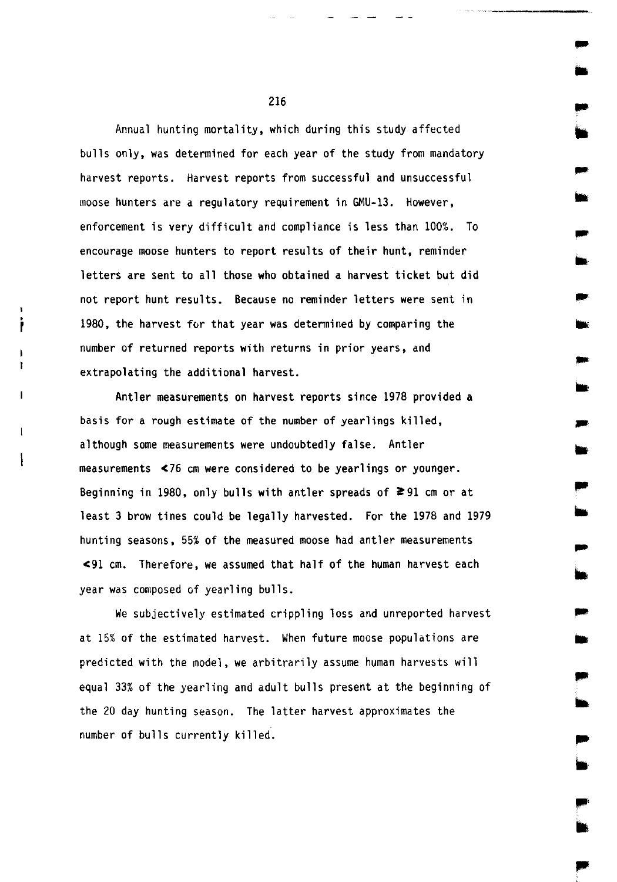Annual hunting mortality, which during this study affected bulls only, was determined for each year of the study from mandatory harvest reports. Harvest reports from successful and unsuccessful moose hunters are a regulatory requirement in GMU-13. However, enforcement is very difficult and compliance is less than 100%. To encourage moose hunters to report results of their hunt, reminder letters are sent to all those who obtained a harvest ticket but did not report hunt results. Because no reminder letters were sent in 1980, the harvest for that year was determined by comparing the number of returned reports with returns in prior years, and extrapolating the additional harvest.

Antler measurements on harvest reports since 1978 provided a basis for a rough estimate of the number of yearlings killed, although some measurements were undoubtedly false. Antler measurements $<76$ cm were considered to be yearlings or younger. Beginning in 1980, only bulls with antler spreads of $\geq 91$ cm or at least 3 brow tines could be legally harvested. For the 1978 and 1979 hunting seasons, 55% of the measured moose had antler measurements $<91$ cm. Therefore, we assumed that half of the human harvest each year was composed of yearling bulls.

We subjectively estimated crippling loss and unreported harvest at 15% of the estimated harvest. When future moose populations are predicted with the model, we arbitrarily assume human harvests will equal 33% of the yearling and adult bulls present at the beginning of the 20 day hunting season. The latter harvest approximates the number of bulls currently killed.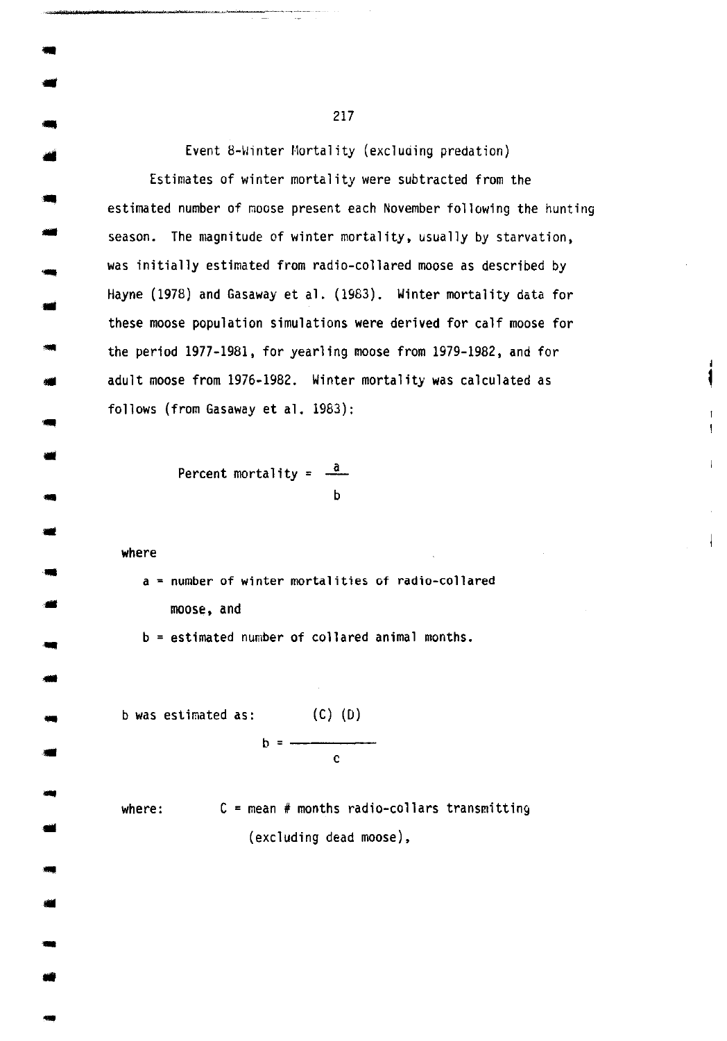### Event 8-Winter Mortality (excluding predation)

Estimates of winter mortality were subtracted from the estimated number of moose present each November following the hunting season. The magnitude of winter mortality, usually by starvation, was initially estimated from radio-collared moose as described by Hayne (1978) and Gasaway et al. (1983). Winter mortality data for these moose population simulations were derived for calf moose for the period 1977-1981, for yearling moose from 1979-1982, and for adult moose from 1976-1982. Winter mortality was calculated as follows (from Gasaway et al. 1983):

$$\text{Percent mortality} = \frac{a}{b}$$

where

$a$ = number of winter mortalities of radio-collared moose, and

$b$ = estimated number of collared animal months.

b was estimated as:

$$b = \frac{(C)\ (D)}{c}$$

where: $C$ = mean # months radio-collars transmitting (excluding dead moose),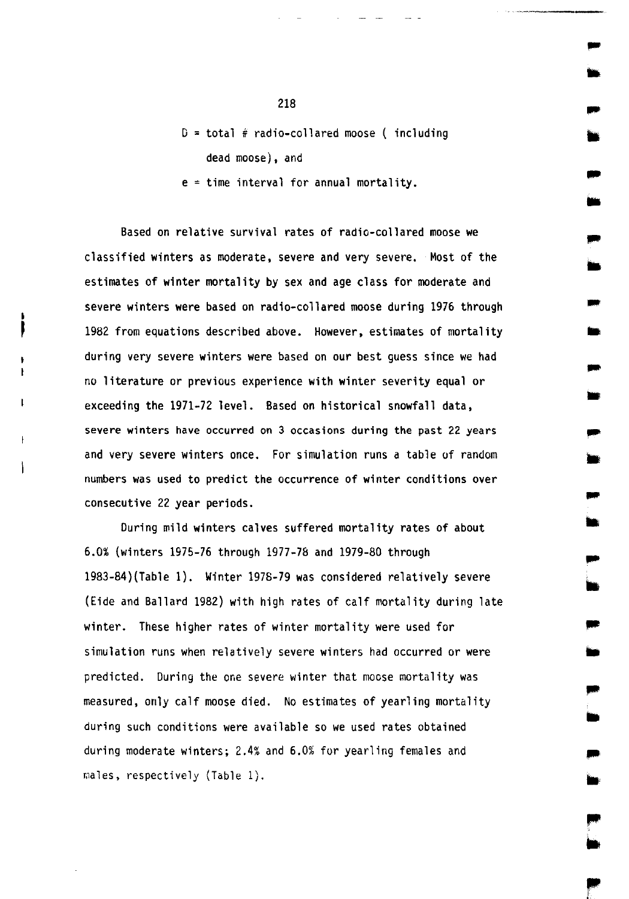$D$ = total # radio-collared moose ( including dead moose), and

$e$ = time interval for annual mortality.

Based on relative survival rates of radio-collared moose we classified winters as moderate, severe and very severe. Most of the estimates of winter mortality by sex and age class for moderate and severe winters were based on radio-collared moose during 1976 through 1982 from equations described above. However, estimates of mortality during very severe winters were based on our best guess since we had no literature or previous experience with winter severity equal or exceeding the 1971-72 level. Based on historical snowfall data, severe winters have occurred on 3 occasions during the past 22 years and very severe winters once. For simulation runs a table of random numbers was used to predict the occurrence of winter conditions over consecutive 22 year periods.

During mild winters calves suffered mortality rates of about 6.0% (winters 1975-76 through 1977-78 and 1979-80 through 1983-84)(Table 1). Winter 1978-79 was considered relatively severe (Eide and Ballard 1982) with high rates of calf mortality during late winter. These higher rates of winter mortality were used for simulation runs when relatively severe winters had occurred or were predicted. During the one severe winter that moose mortality was measured, only calf moose died. No estimates of yearling mortality during such conditions were available so we used rates obtained during moderate winters; 2.4% and 6.0% for yearling females and males, respectively (Table 1).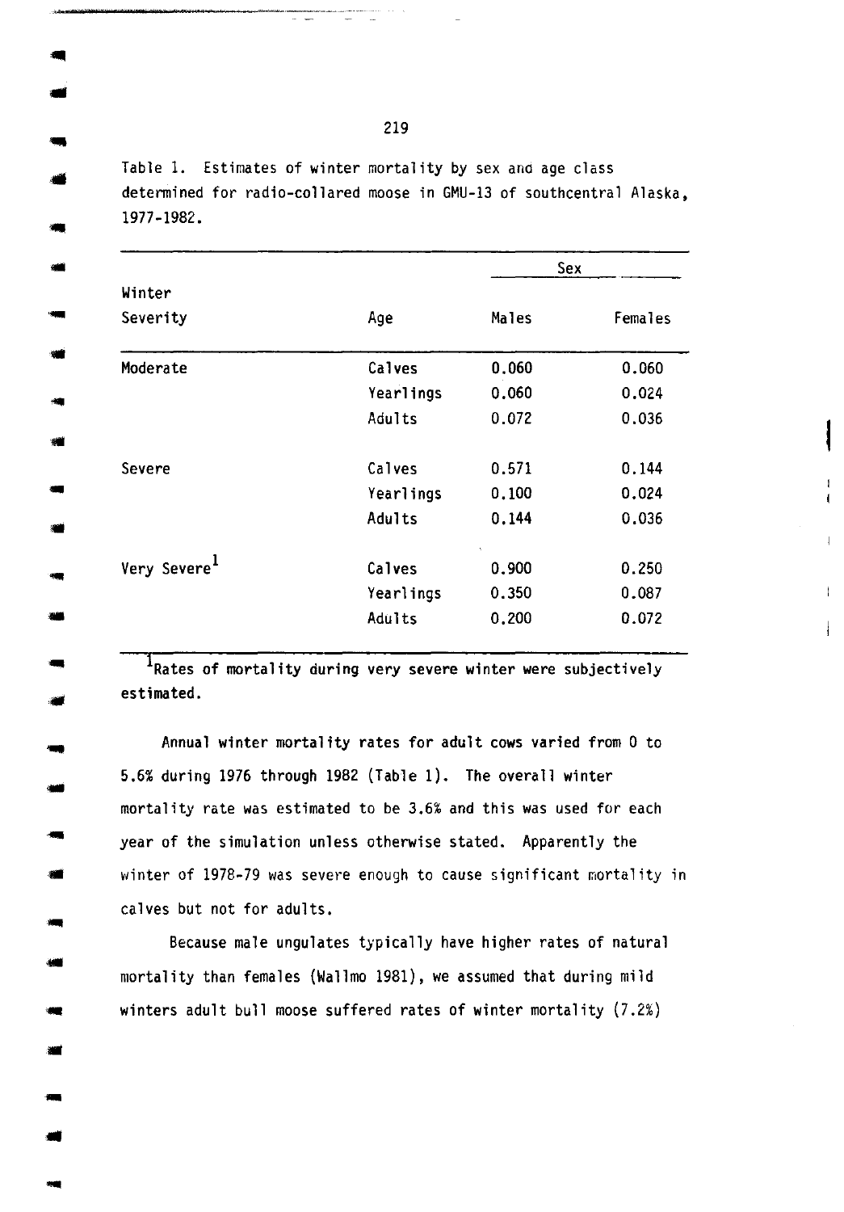Table 1. Estimates of winter mortality by sex and age class determined for radio-collared moose in GMU-13 of southcentral Alaska, 1977-1982.

| Winter Severity | Age | Sex | |
|---|---|---|---|
| | | Males | Females |
| Moderate | Calves | 0.060 | 0.060 |
| | Yearlings | 0.060 | 0.024 |
| | Adults | 0.072 | 0.036 |
| Severe | Calves | 0.571 | 0.144 |
| | Yearlings | 0.100 | 0.024 |
| | Adults | 0.144 | 0.036 |
| Very Severe[1] | Calves | 0.900 | 0.250 |
| | Yearlings | 0.350 | 0.087 |
| | Adults | 0.200 | 0.072 |

[1]Rates of mortality during very severe winter were subjectively estimated.

Annual winter mortality rates for adult cows varied from 0 to 5.6% during 1976 through 1982 (Table 1). The overall winter mortality rate was estimated to be 3.6% and this was used for each year of the simulation unless otherwise stated. Apparently the winter of 1978-79 was severe enough to cause significant mortality in calves but not for adults.

Because male ungulates typically have higher rates of natural mortality than females (Wallmo 1981), we assumed that during mild winters adult bull moose suffered rates of winter mortality (7.2%)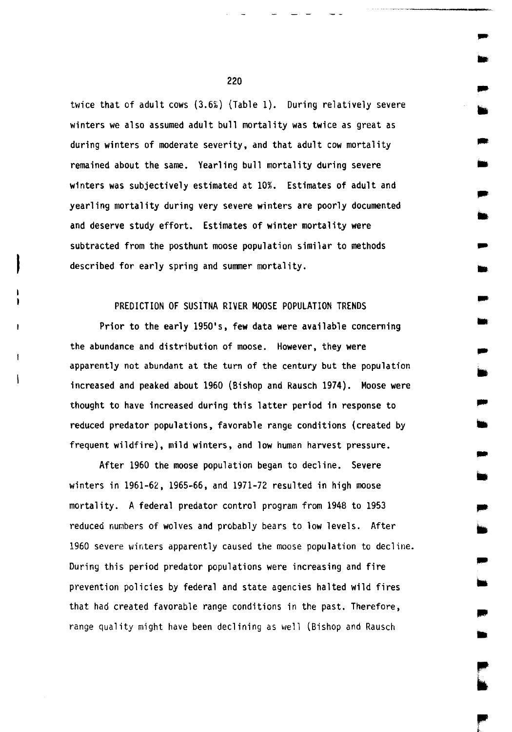twice that of adult cows (3.6%) (Table 1). During relatively severe winters we also assumed adult bull mortality was twice as great as during winters of moderate severity, and that adult cow mortality remained about the same. Yearling bull mortality during severe winters was subjectively estimated at 10%. Estimates of adult and yearling mortality during very severe winters are poorly documented and deserve study effort. Estimates of winter mortality were subtracted from the posthunt moose population similar to methods described for early spring and summer mortality.

## PREDICTION OF SUSITNA RIVER MOOSE POPULATION TRENDS

Prior to the early 1950's, few data were available concerning the abundance and distribution of moose. However, they were apparently not abundant at the turn of the century but the population increased and peaked about 1960 (Bishop and Rausch 1974). Moose were thought to have increased during this latter period in response to reduced predator populations, favorable range conditions (created by frequent wildfire), mild winters, and low human harvest pressure.

After 1960 the moose population began to decline. Severe winters in 1961-62, 1965-66, and 1971-72 resulted in high moose mortality. A federal predator control program from 1948 to 1953 reduced numbers of wolves and probably bears to low levels. After 1960 severe winters apparently caused the moose population to decline. During this period predator populations were increasing and fire prevention policies by federal and state agencies halted wild fires that had created favorable range conditions in the past. Therefore, range quality might have been declining as well (Bishop and Rausch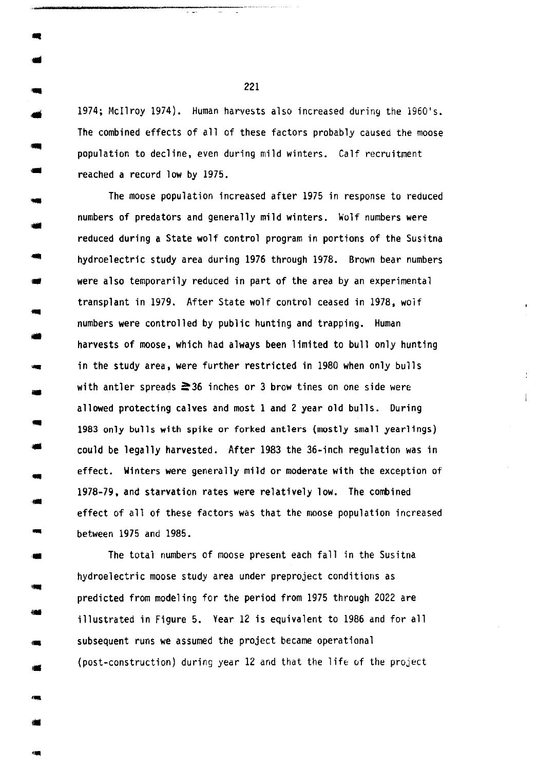1974; McIlroy 1974). Human harvests also increased during the 1960's. The combined effects of all of these factors probably caused the moose population to decline, even during mild winters. Calf recruitment reached a record low by 1975.

The moose population increased after 1975 in response to reduced numbers of predators and generally mild winters. Wolf numbers were reduced during a State wolf control program in portions of the Susitna hydroelectric study area during 1976 through 1978. Brown bear numbers were also temporarily reduced in part of the area by an experimental transplant in 1979. After State wolf control ceased in 1978, wolf numbers were controlled by public hunting and trapping. Human harvests of moose, which had always been limited to bull only hunting in the study area, were further restricted in 1980 when only bulls with antler spreads ≥36 inches or 3 brow tines on one side were allowed protecting calves and most 1 and 2 year old bulls. During 1983 only bulls with spike or forked antlers (mostly small yearlings) could be legally harvested. After 1983 the 36-inch regulation was in effect. Winters were generally mild or moderate with the exception of 1978-79, and starvation rates were relatively low. The combined effect of all of these factors was that the moose population increased between 1975 and 1985.

The total numbers of moose present each fall in the Susitna hydroelectric moose study area under preproject conditions as predicted from modeling for the period from 1975 through 2022 are illustrated in Figure 5. Year 12 is equivalent to 1986 and for all subsequent runs we assumed the project became operational (post-construction) during year 12 and that the life of the project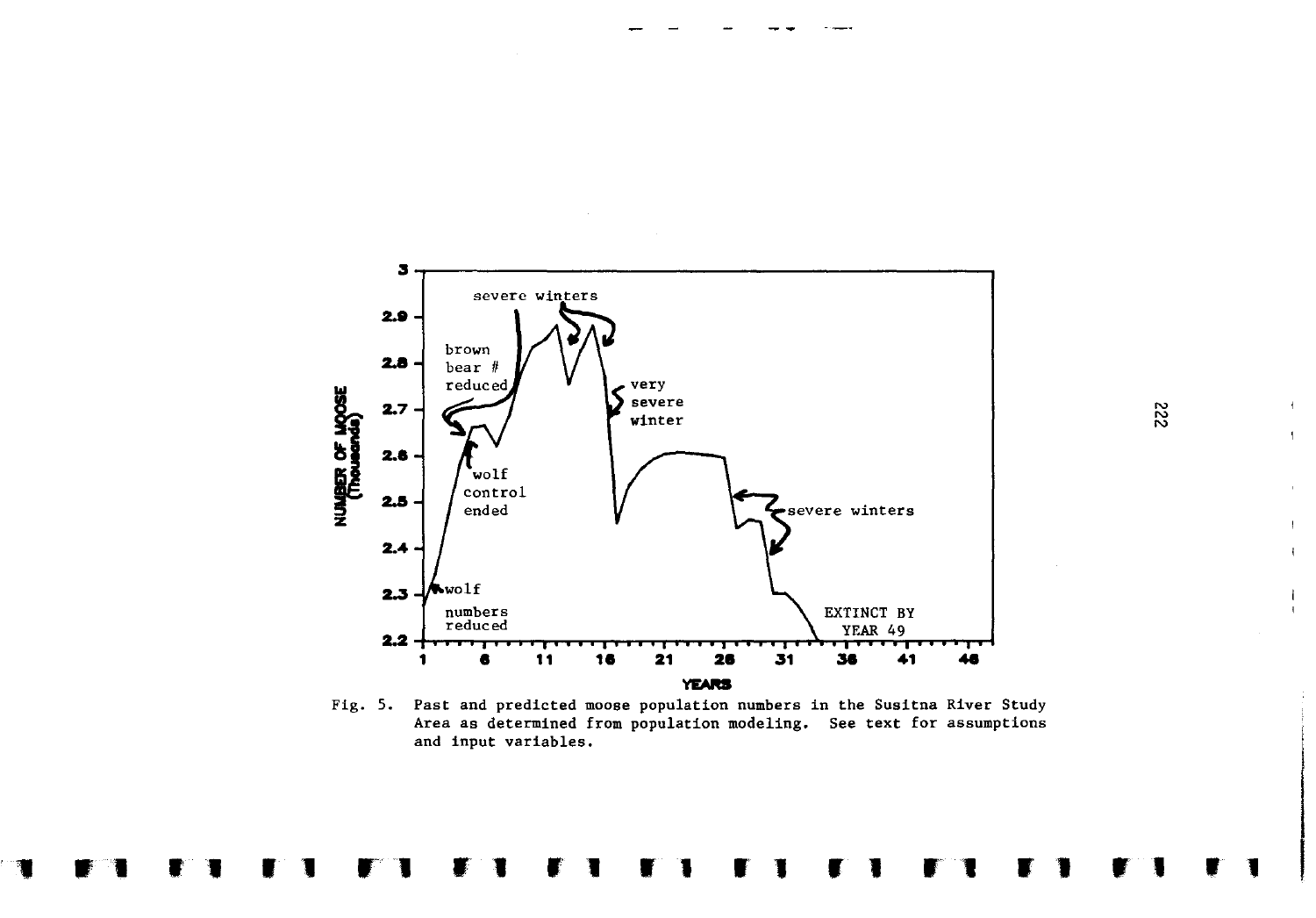Fig. 5. Past and predicted moose population numbers in the Susitna River Study Area as determined from population modeling. See text for assumptions and input variables.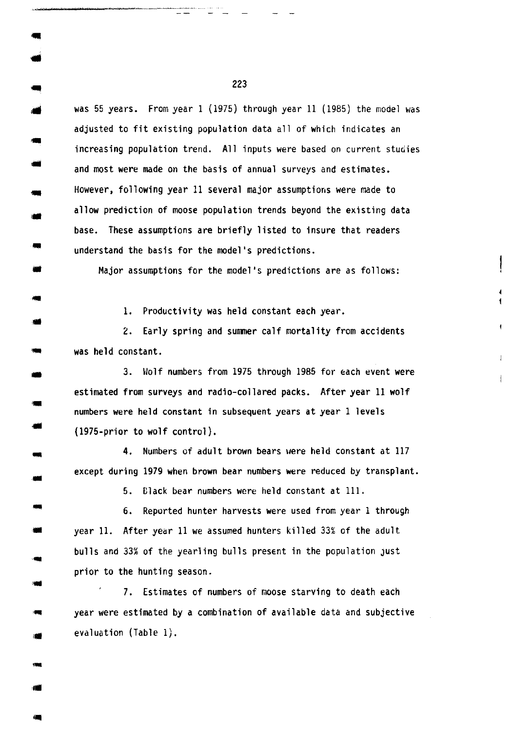was 55 years. From year 1 (1975) through year 11 (1985) the model was adjusted to fit existing population data all of which indicates an increasing population trend. All inputs were based on current studies and most were made on the basis of annual surveys and estimates. However, following year 11 several major assumptions were made to allow prediction of moose population trends beyond the existing data base. These assumptions are briefly listed to insure that readers understand the basis for the model's predictions.

Major assumptions for the model's predictions are as follows:

1. Productivity was held constant each year.

2. Early spring and summer calf mortality from accidents was held constant.

3. Wolf numbers from 1975 through 1985 for each event were estimated from surveys and radio-collared packs. After year 11 wolf numbers were held constant in subsequent years at year 1 levels (1975-prior to wolf control).

4. Numbers of adult brown bears were held constant at 117 except during 1979 when brown bear numbers were reduced by transplant.

5. Black bear numbers were held constant at 111.

6. Reported hunter harvests were used from year 1 through year 11. After year 11 we assumed hunters killed 33% of the adult bulls and 33% of the yearling bulls present in the population just prior to the hunting season.

7. Estimates of numbers of moose starving to death each year were estimated by a combination of available data and subjective evaluation (Table 1).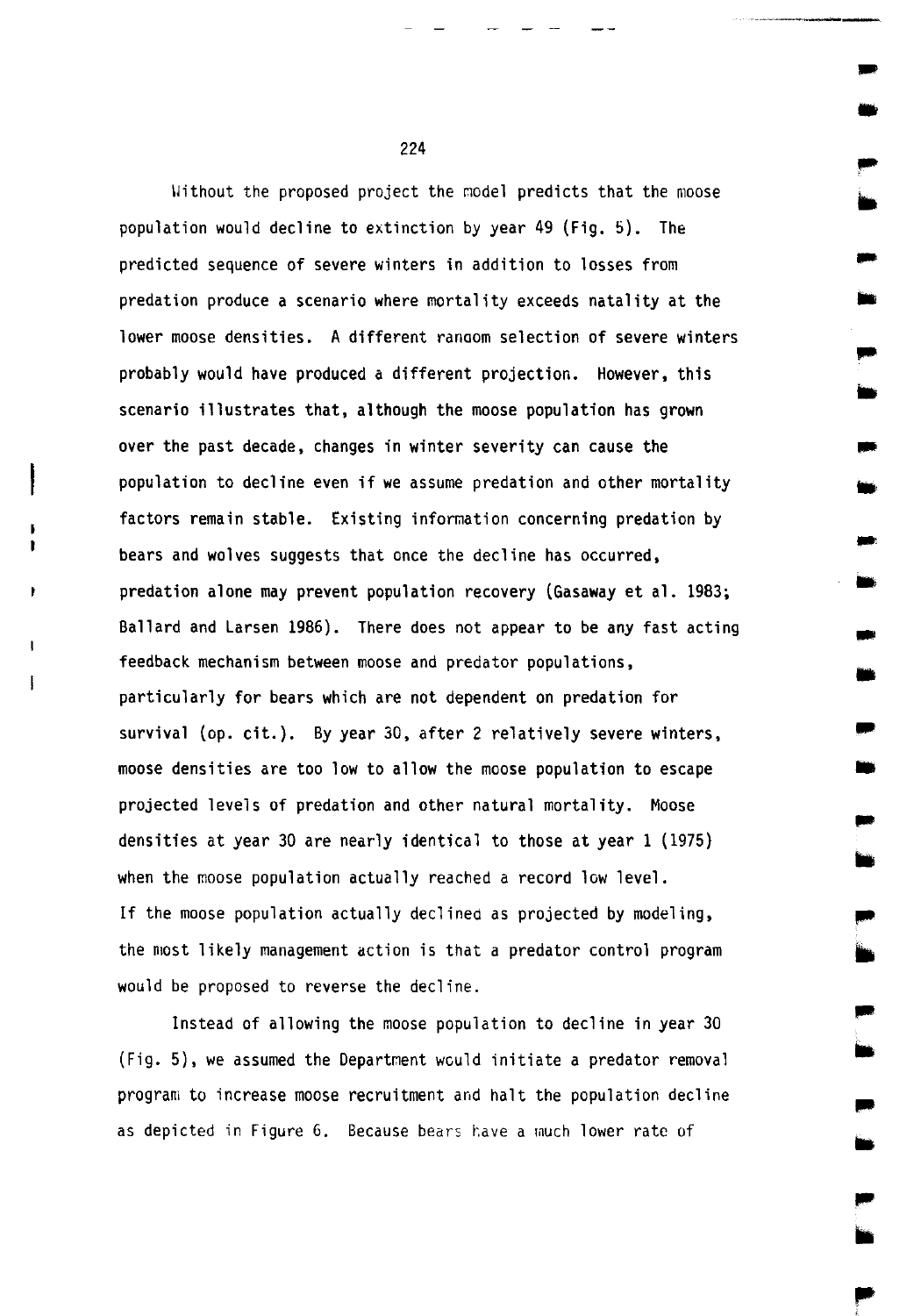Without the proposed project the model predicts that the moose population would decline to extinction by year 49 (Fig. 5). The predicted sequence of severe winters in addition to losses from predation produce a scenario where mortality exceeds natality at the lower moose densities. A different random selection of severe winters probably would have produced a different projection. However, this scenario illustrates that, although the moose population has grown over the past decade, changes in winter severity can cause the population to decline even if we assume predation and other mortality factors remain stable. Existing information concerning predation by bears and wolves suggests that once the decline has occurred, predation alone may prevent population recovery (Gasaway et al. 1983; Ballard and Larsen 1986). There does not appear to be any fast acting feedback mechanism between moose and predator populations, particularly for bears which are not dependent on predation for survival (op. cit.). By year 30, after 2 relatively severe winters, moose densities are too low to allow the moose population to escape projected levels of predation and other natural mortality. Moose densities at year 30 are nearly identical to those at year 1 (1975) when the moose population actually reached a record low level. If the moose population actually declined as projected by modeling, the most likely management action is that a predator control program would be proposed to reverse the decline.

Instead of allowing the moose population to decline in year 30 (Fig. 5), we assumed the Department would initiate a predator removal program to increase moose recruitment and halt the population decline as depicted in Figure 6. Because bears have a much lower rate of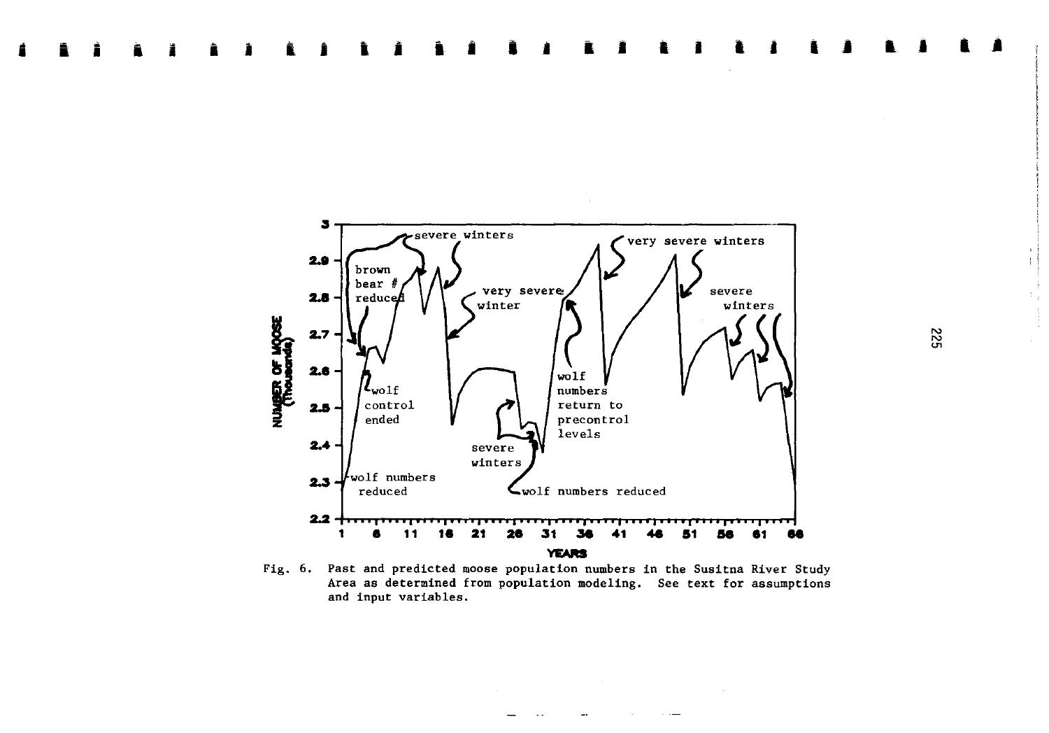Fig. 6. Past and predicted moose population numbers in the Susitna River Study Area as determined from population modeling. See text for assumptions and input variables.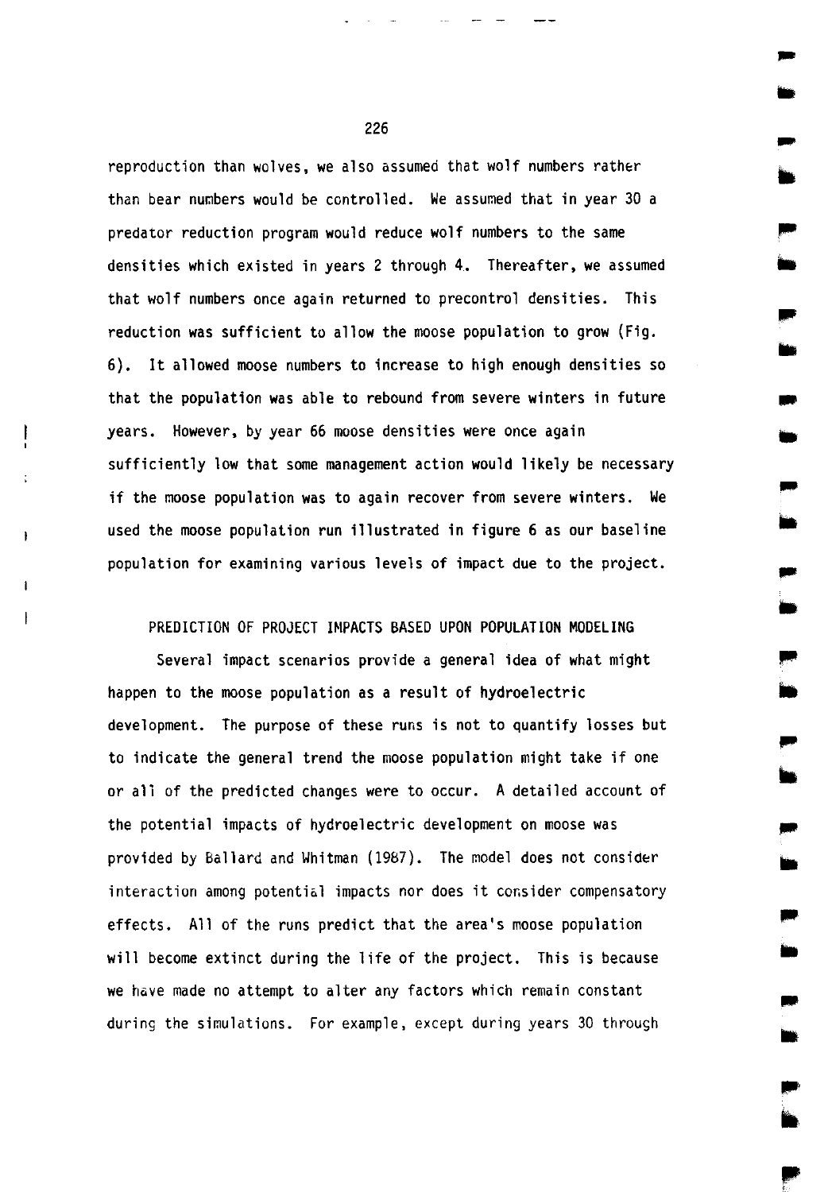reproduction than wolves, we also assumed that wolf numbers rather than bear numbers would be controlled. We assumed that in year 30 a predator reduction program would reduce wolf numbers to the same densities which existed in years 2 through 4. Thereafter, we assumed that wolf numbers once again returned to precontrol densities. This reduction was sufficient to allow the moose population to grow (Fig. 6). It allowed moose numbers to increase to high enough densities so that the population was able to rebound from severe winters in future years. However, by year 66 moose densities were once again sufficiently low that some management action would likely be necessary if the moose population was to again recover from severe winters. We used the moose population run illustrated in figure 6 as our baseline population for examining various levels of impact due to the project.

## PREDICTION OF PROJECT IMPACTS BASED UPON POPULATION MODELING

Several impact scenarios provide a general idea of what might happen to the moose population as a result of hydroelectric development. The purpose of these runs is not to quantify losses but to indicate the general trend the moose population might take if one or all of the predicted changes were to occur. A detailed account of the potential impacts of hydroelectric development on moose was provided by Ballard and Whitman (1987). The model does not consider interaction among potential impacts nor does it consider compensatory effects. All of the runs predict that the area's moose population will become extinct during the life of the project. This is because we have made no attempt to alter any factors which remain constant during the simulations. For example, except during years 30 through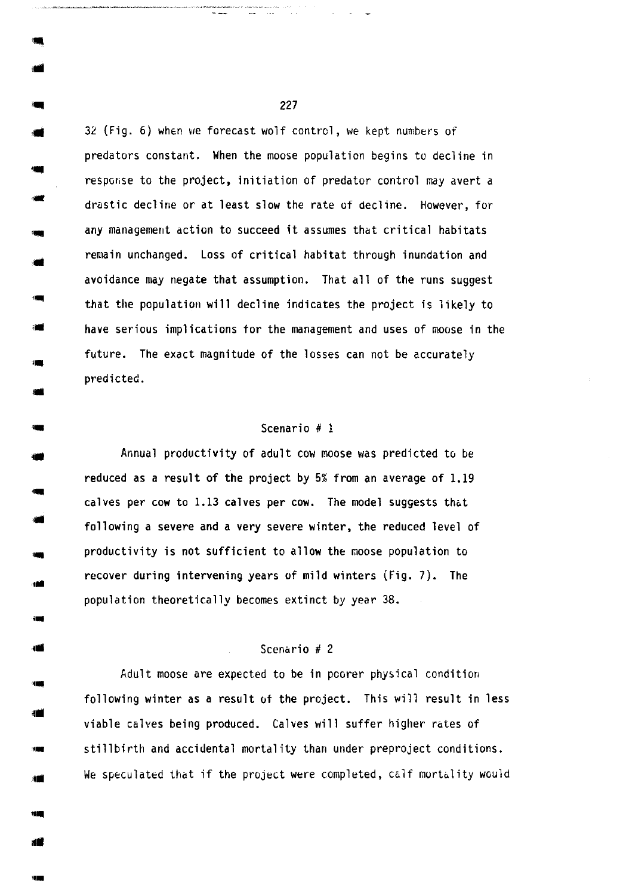32 (Fig. 6) when we forecast wolf control, we kept numbers of predators constant. When the moose population begins to decline in response to the project, initiation of predator control may avert a drastic decline or at least slow the rate of decline. However, for any management action to succeed it assumes that critical habitats remain unchanged. Loss of critical habitat through inundation and avoidance may negate that assumption. That all of the runs suggest that the population will decline indicates the project is likely to have serious implications for the management and uses of moose in the future. The exact magnitude of the losses can not be accurately predicted.

### Scenario # 1

Annual productivity of adult cow moose was predicted to be reduced as a result of the project by 5% from an average of 1.19 calves per cow to 1.13 calves per cow. The model suggests that following a severe and a very severe winter, the reduced level of productivity is not sufficient to allow the moose population to recover during intervening years of mild winters (Fig. 7). The population theoretically becomes extinct by year 38.

### Scenario # 2

Adult moose are expected to be in poorer physical condition following winter as a result of the project. This will result in less viable calves being produced. Calves will suffer higher rates of stillbirth and accidental mortality than under preproject conditions. We speculated that if the project were completed, calf mortality would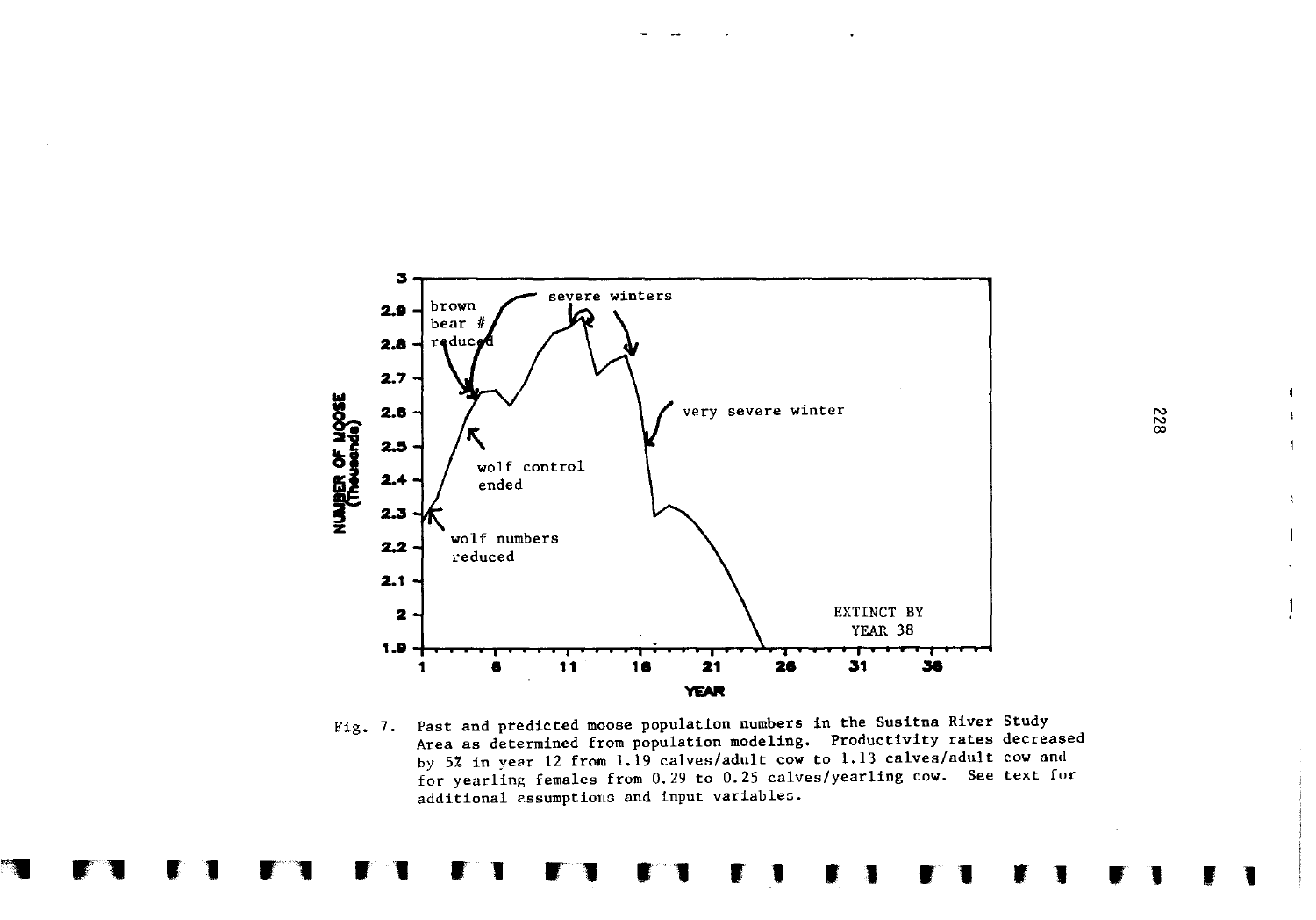Fig. 7. Past and predicted moose population numbers in the Susitna River Study Area as determined from population modeling. Productivity rates decreased by 5% in year 12 from 1.19 calves/adult cow to 1.13 calves/adult cow and for yearling females from 0.29 to 0.25 calves/yearling cow. See text for additional assumptions and input variables.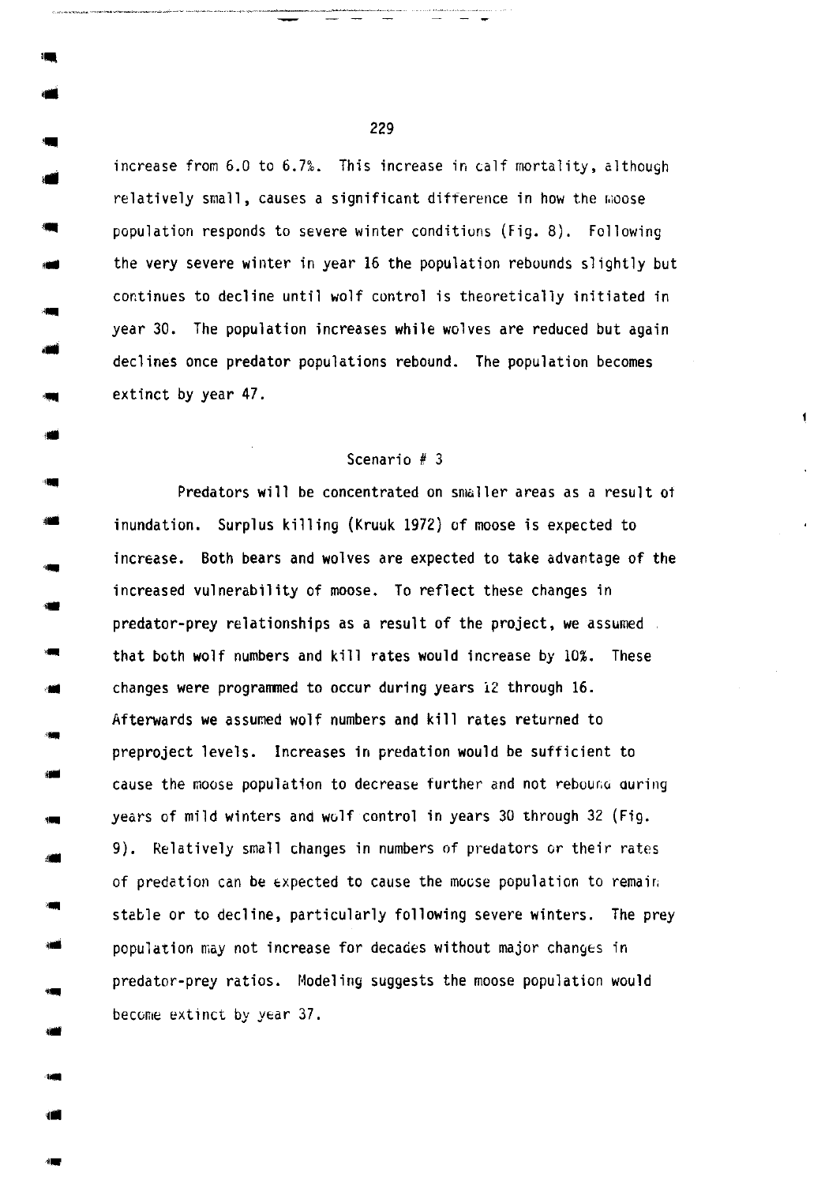increase from 6.0 to 6.7%. This increase in calf mortality, although relatively small, causes a significant difference in how the moose population responds to severe winter conditions (Fig. 8). Following the very severe winter in year 16 the population rebounds slightly but continues to decline until wolf control is theoretically initiated in year 30. The population increases while wolves are reduced but again declines once predator populations rebound. The population becomes extinct by year 47.

### Scenario # 3

Predators will be concentrated on smaller areas as a result of inundation. Surplus killing (Kruuk 1972) of moose is expected to increase. Both bears and wolves are expected to take advantage of the increased vulnerability of moose. To reflect these changes in predator-prey relationships as a result of the project, we assumed that both wolf numbers and kill rates would increase by 10%. These changes were programmed to occur during years 12 through 16. Afterwards we assumed wolf numbers and kill rates returned to preproject levels. Increases in predation would be sufficient to cause the moose population to decrease further and not rebound during years of mild winters and wolf control in years 30 through 32 (Fig. 9). Relatively small changes in numbers of predators or their rates of predation can be expected to cause the moose population to remain stable or to decline, particularly following severe winters. The prey population may not increase for decades without major changes in predator-prey ratios. Modeling suggests the moose population would become extinct by year 37.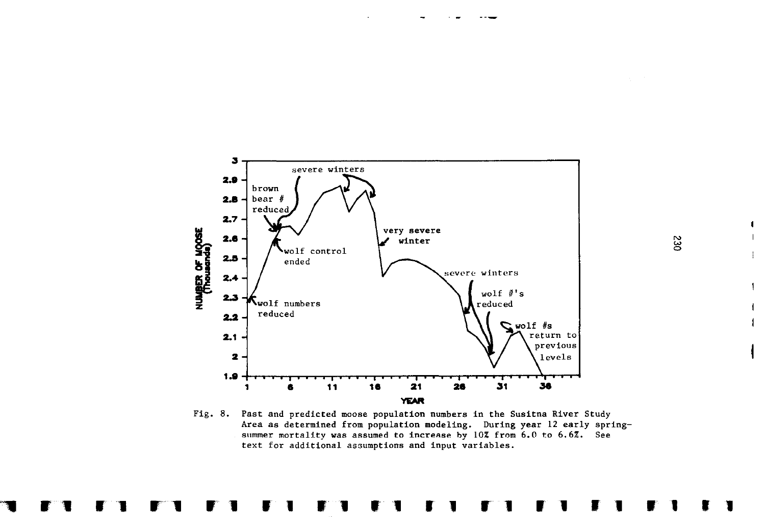Fig. 8. Past and predicted moose population numbers in the Susitna River Study Area as determined from population modeling. During year 12 early spring-summer mortality was assumed to increase by 10% from 6.0 to 6.6%. See text for additional assumptions and input variables.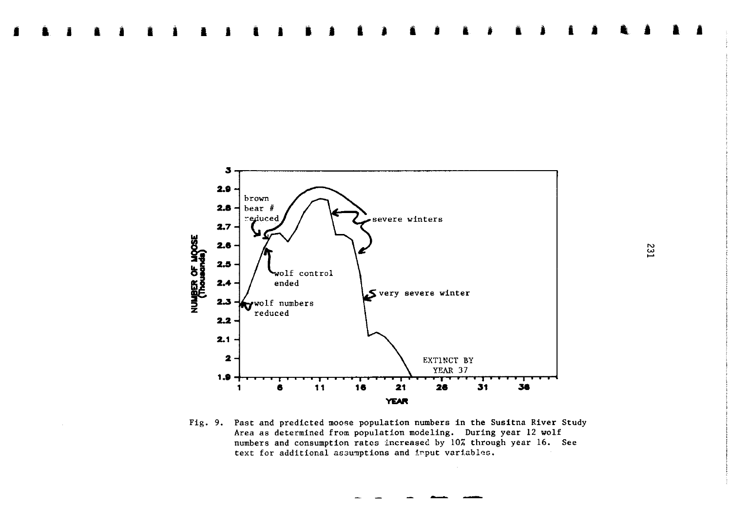Fig. 9. Past and predicted moose population numbers in the Susitna River Study Area as determined from population modeling. During year 12 wolf numbers and consumption rates increased by 10% through year 16. See text for additional assumptions and input variables.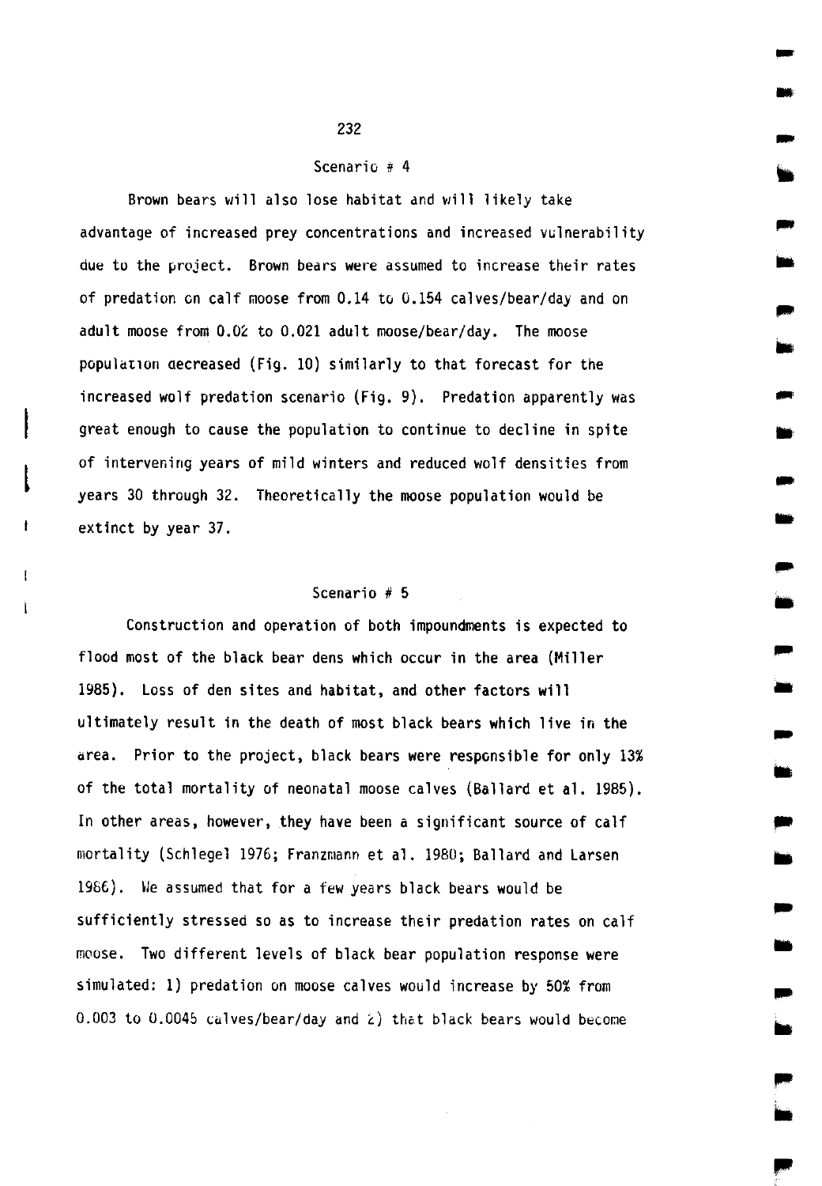### Scenario # 4

Brown bears will also lose habitat and will likely take advantage of increased prey concentrations and increased vulnerability due to the project. Brown bears were assumed to increase their rates of predation on calf moose from 0.14 to 0.154 calves/bear/day and on adult moose from 0.02 to 0.021 adult moose/bear/day. The moose population decreased (Fig. 10) similarly to that forecast for the increased wolf predation scenario (Fig. 9). Predation apparently was great enough to cause the population to continue to decline in spite of intervening years of mild winters and reduced wolf densities from years 30 through 32. Theoretically the moose population would be extinct by year 37.

### Scenario # 5

Construction and operation of both impoundments is expected to flood most of the black bear dens which occur in the area (Miller 1985). Loss of den sites and habitat, and other factors will ultimately result in the death of most black bears which live in the area. Prior to the project, black bears were responsible for only 13% of the total mortality of neonatal moose calves (Ballard et al. 1985). In other areas, however, they have been a significant source of calf mortality (Schlegel 1976; Franzmann et al. 1980; Ballard and Larsen 1986). We assumed that for a few years black bears would be sufficiently stressed so as to increase their predation rates on calf moose. Two different levels of black bear population response were simulated: 1) predation on moose calves would increase by 50% from 0.003 to 0.0045 calves/bear/day and 2) that black bears would become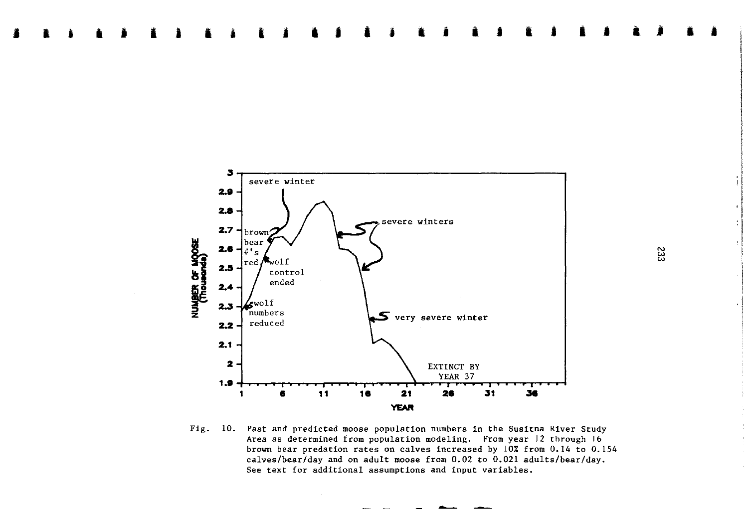Fig. 10. Past and predicted moose population numbers in the Susitna River Study Area as determined from population modeling. From year 12 through 16 brown bear predation rates on calves increased by 10% from 0.14 to 0.154 calves/bear/day and on adult moose from 0.02 to 0.021 adults/bear/day. See text for additional assumptions and input variables.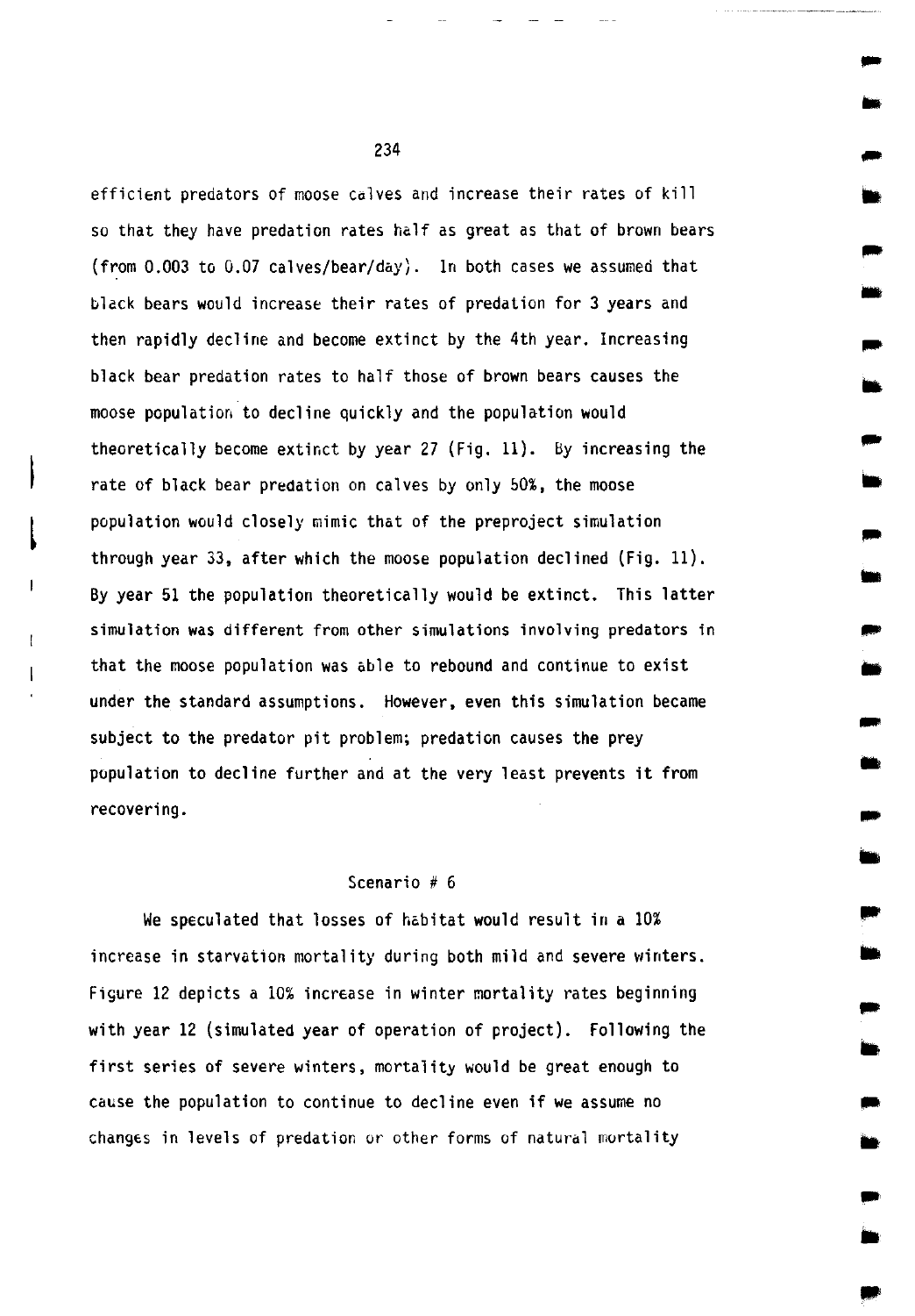efficient predators of moose calves and increase their rates of kill so that they have predation rates half as great as that of brown bears (from 0.003 to 0.07 calves/bear/day). In both cases we assumed that black bears would increase their rates of predation for 3 years and then rapidly decline and become extinct by the 4th year. Increasing black bear predation rates to half those of brown bears causes the moose population to decline quickly and the population would theoretically become extinct by year 27 (Fig. 11). By increasing the rate of black bear predation on calves by only 50%, the moose population would closely mimic that of the preproject simulation through year 33, after which the moose population declined (Fig. 11). By year 51 the population theoretically would be extinct. This latter simulation was different from other simulations involving predators in that the moose population was able to rebound and continue to exist under the standard assumptions. However, even this simulation became subject to the predator pit problem; predation causes the prey population to decline further and at the very least prevents it from recovering.

### Scenario # 6

We speculated that losses of habitat would result in a 10% increase in starvation mortality during both mild and severe winters. Figure 12 depicts a 10% increase in winter mortality rates beginning with year 12 (simulated year of operation of project). Following the first series of severe winters, mortality would be great enough to cause the population to continue to decline even if we assume no changes in levels of predation or other forms of natural mortality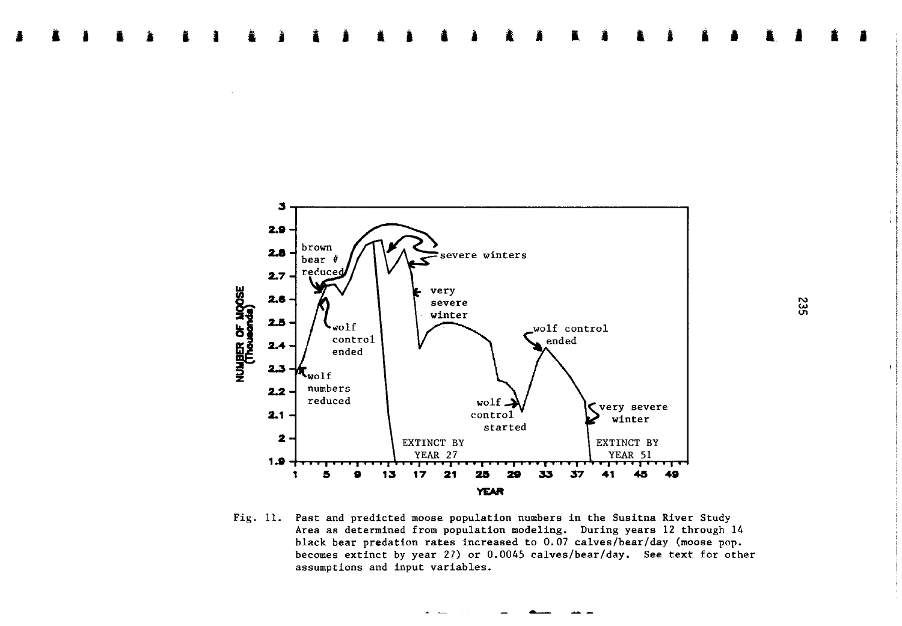Fig. 11. Past and predicted moose population numbers in the Susitna River Study Area as determined from population modeling. During years 12 through 14 black bear predation rates increased to 0.07 calves/bear/day (moose pop. becomes extinct by year 27) or 0.0045 calves/bear/day. See text for other assumptions and input variables.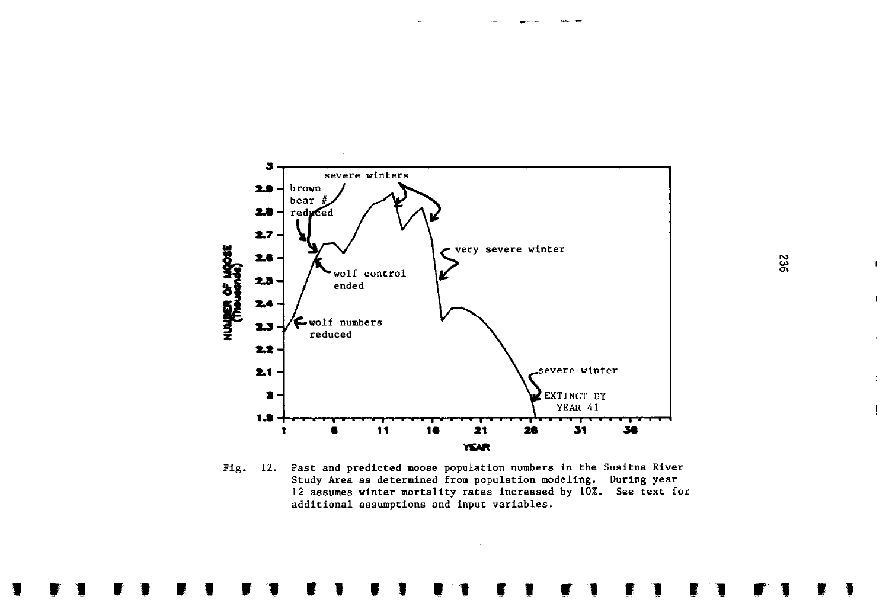Fig. 12. Past and predicted moose population numbers in the Susitna River Study Area as determined from population modeling. During year 12 assumes winter mortality rates increased by 10%. See text for additional assumptions and input variables.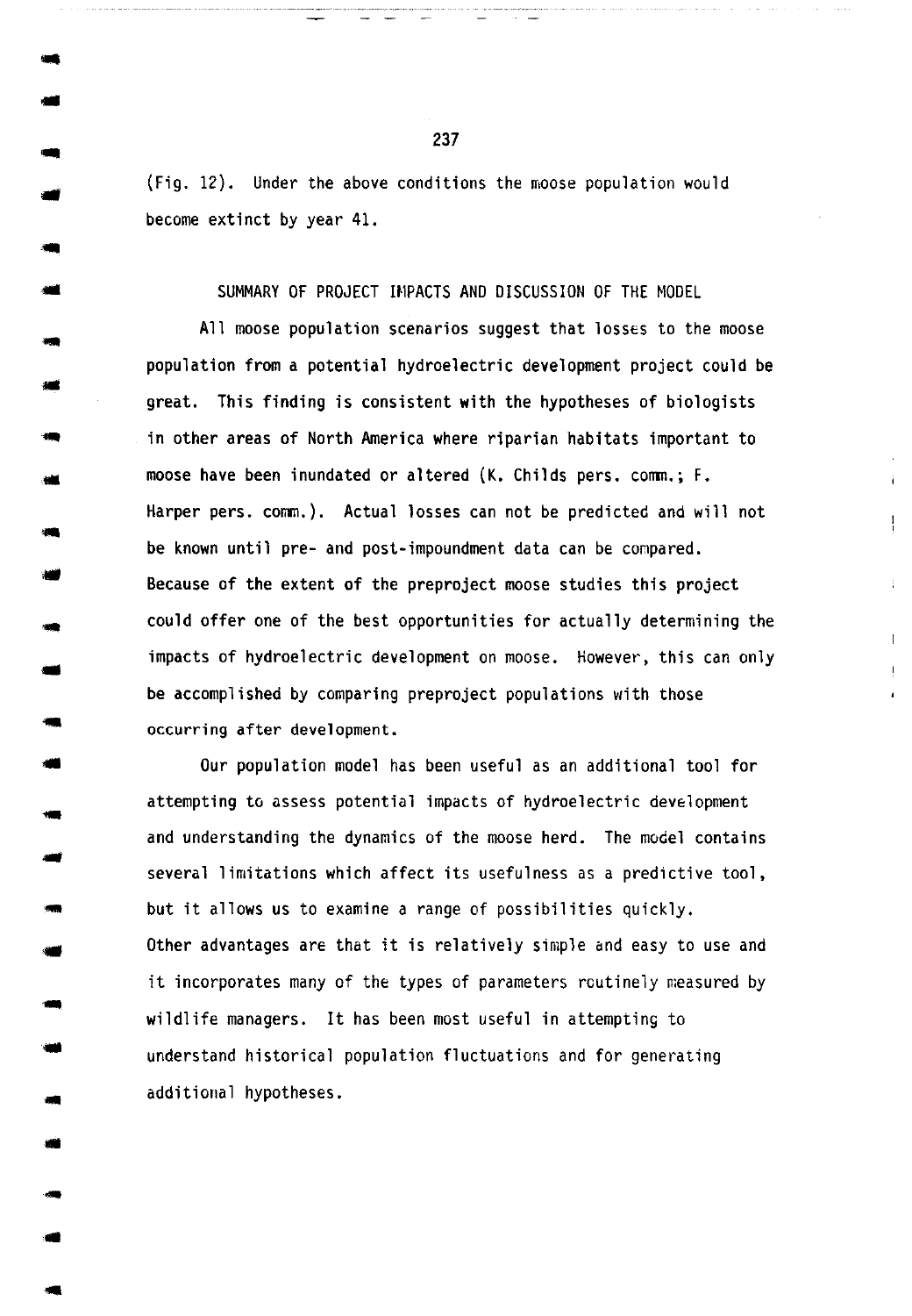(Fig. 12). Under the above conditions the moose population would become extinct by year 41.

## SUMMARY OF PROJECT IMPACTS AND DISCUSSION OF THE MODEL

All moose population scenarios suggest that losses to the moose population from a potential hydroelectric development project could be great. This finding is consistent with the hypotheses of biologists in other areas of North America where riparian habitats important to moose have been inundated or altered (K. Childs pers. comm.; F. Harper pers. comm.). Actual losses can not be predicted and will not be known until pre- and post-impoundment data can be compared. Because of the extent of the preproject moose studies this project could offer one of the best opportunities for actually determining the impacts of hydroelectric development on moose. However, this can only be accomplished by comparing preproject populations with those occurring after development.

Our population model has been useful as an additional tool for attempting to assess potential impacts of hydroelectric development and understanding the dynamics of the moose herd. The model contains several limitations which affect its usefulness as a predictive tool, but it allows us to examine a range of possibilities quickly. Other advantages are that it is relatively simple and easy to use and it incorporates many of the types of parameters routinely measured by wildlife managers. It has been most useful in attempting to understand historical population fluctuations and for generating additional hypotheses.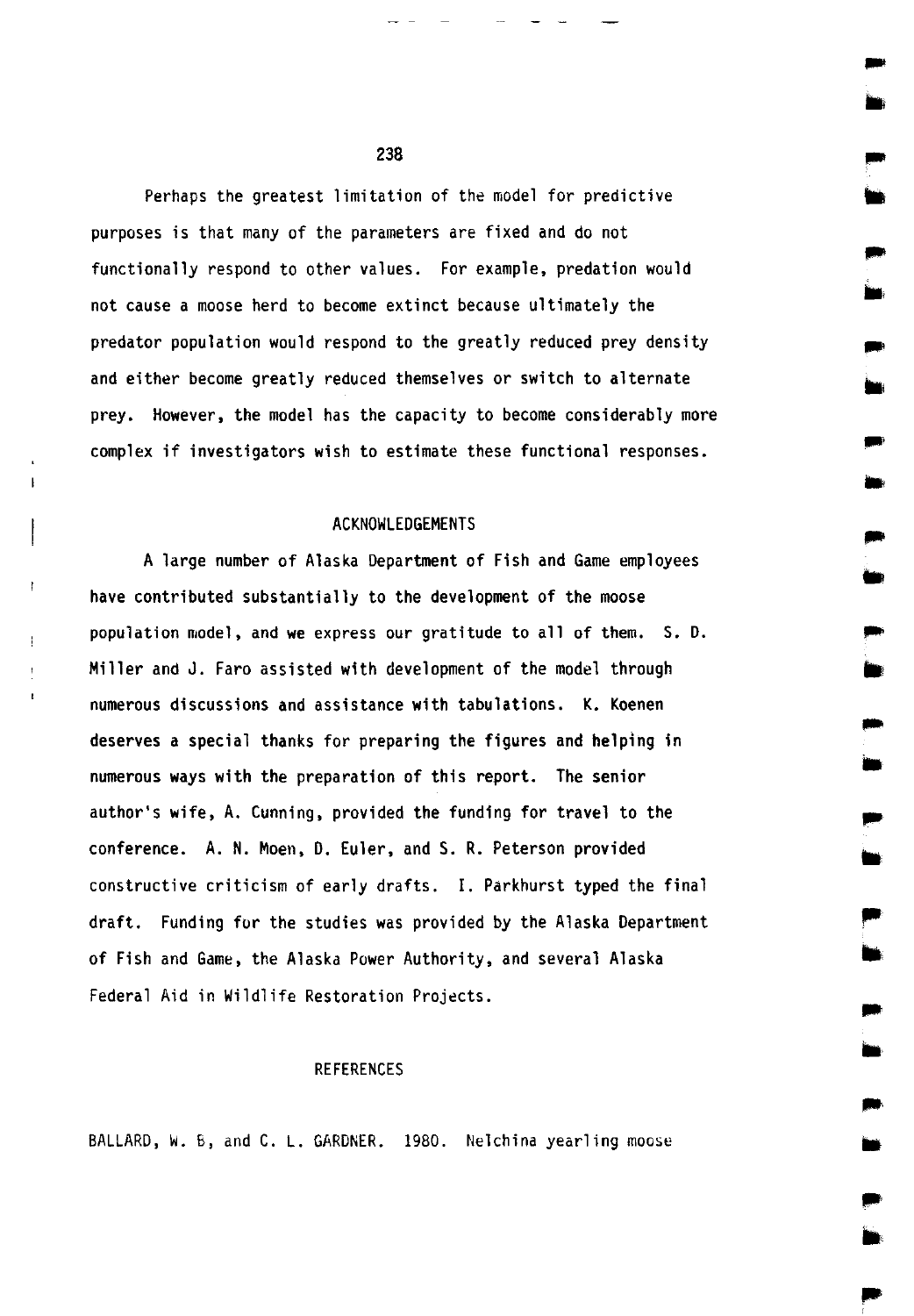Perhaps the greatest limitation of the model for predictive purposes is that many of the parameters are fixed and do not functionally respond to other values. For example, predation would not cause a moose herd to become extinct because ultimately the predator population would respond to the greatly reduced prey density and either become greatly reduced themselves or switch to alternate prey. However, the model has the capacity to become considerably more complex if investigators wish to estimate these functional responses.

## ACKNOWLEDGEMENTS

A large number of Alaska Department of Fish and Game employees have contributed substantially to the development of the moose population model, and we express our gratitude to all of them. S. D. Miller and J. Faro assisted with development of the model through numerous discussions and assistance with tabulations. K. Koenen deserves a special thanks for preparing the figures and helping in numerous ways with the preparation of this report. The senior author's wife, A. Cunning, provided the funding for travel to the conference. A. N. Moen, D. Euler, and S. R. Peterson provided constructive criticism of early drafts. I. Parkhurst typed the final draft. Funding for the studies was provided by the Alaska Department of Fish and Game, the Alaska Power Authority, and several Alaska Federal Aid in Wildlife Restoration Projects.

## REFERENCES

BALLARD, W. B, and C. L. GARDNER. 1980. Nelchina yearling moose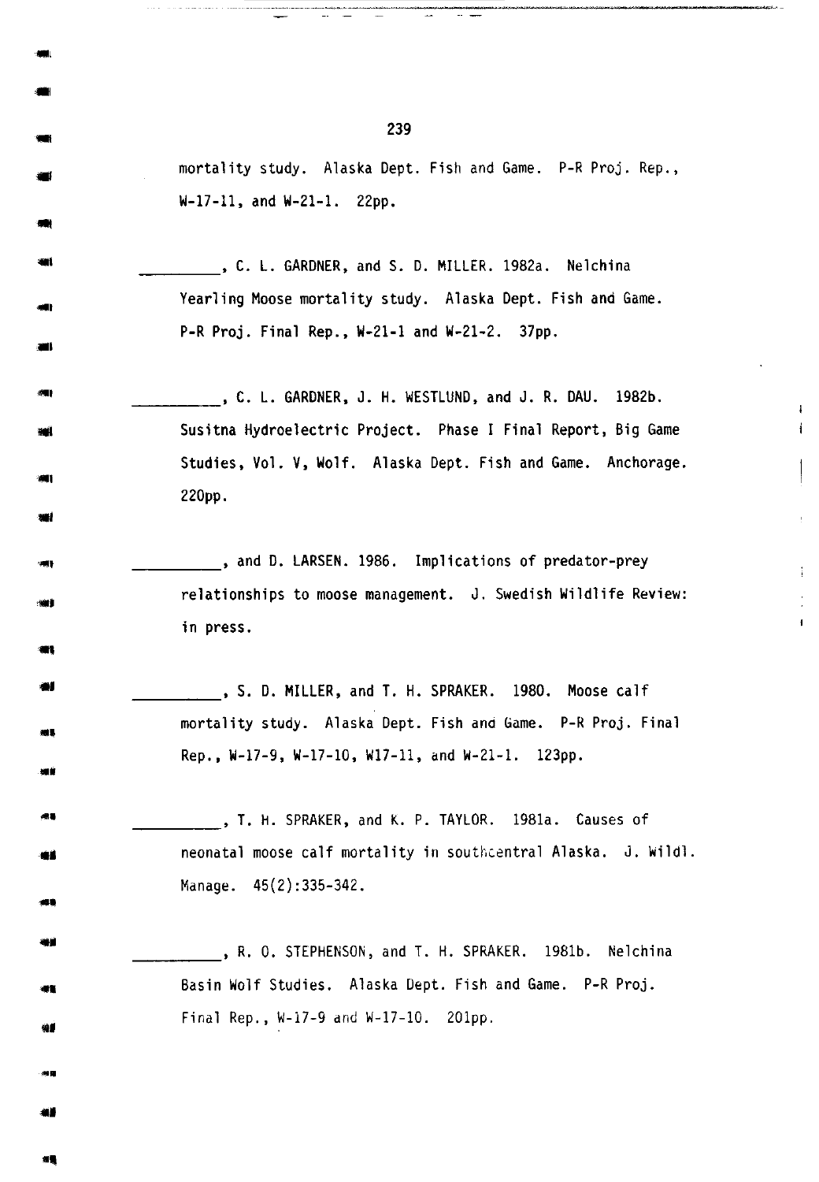mortality study. Alaska Dept. Fish and Game. P-R Proj. Rep., W-17-11, and W-21-1. 22pp.

__________, C. L. GARDNER, and S. D. MILLER. 1982a. Nelchina Yearling Moose mortality study. Alaska Dept. Fish and Game. P-R Proj. Final Rep., W-21-1 and W-21-2. 37pp.

__________, C. L. GARDNER, J. H. WESTLUND, and J. R. DAU. 1982b. Susitna Hydroelectric Project. Phase I Final Report, Big Game Studies, Vol. V, Wolf. Alaska Dept. Fish and Game. Anchorage. 220pp.

__________, and D. LARSEN. 1986. Implications of predator-prey relationships to moose management. J. Swedish Wildlife Review: in press.

__________, S. D. MILLER, and T. H. SPRAKER. 1980. Moose calf mortality study. Alaska Dept. Fish and Game. P-R Proj. Final Rep., W-17-9, W-17-10, W17-11, and W-21-1. 123pp.

__________, T. H. SPRAKER, and K. P. TAYLOR. 1981a. Causes of neonatal moose calf mortality in southcentral Alaska. J. Wildl. Manage. 45(2):335-342.

__________, R. O. STEPHENSON, and T. H. SPRAKER. 1981b. Nelchina Basin Wolf Studies. Alaska Dept. Fish and Game. P-R Proj. Final Rep., W-17-9 and W-17-10. 201pp.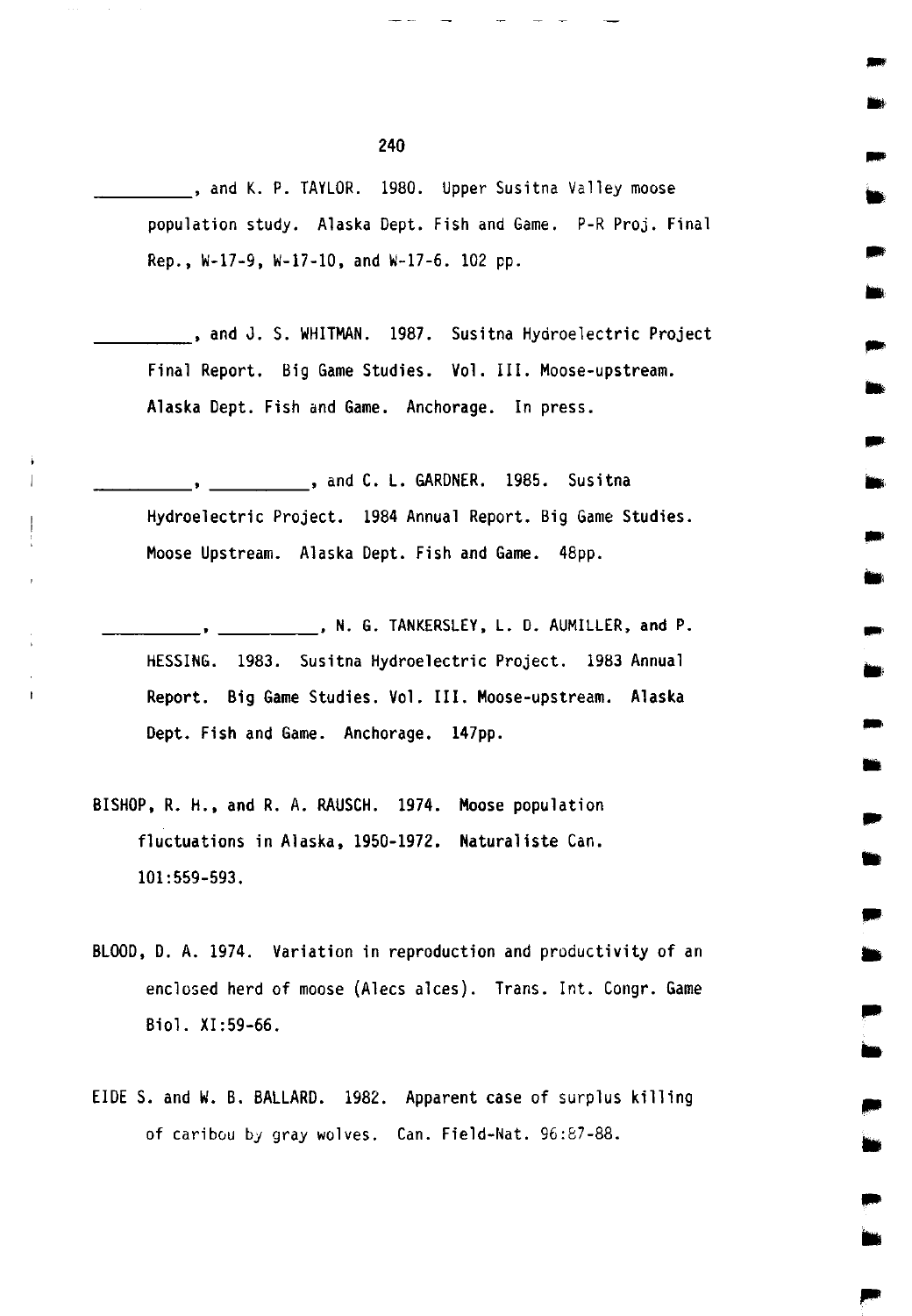__________, and K. P. TAYLOR. 1980. Upper Susitna Valley moose population study. Alaska Dept. Fish and Game. P-R Proj. Final Rep., W-17-9, W-17-10, and W-17-6. 102 pp.

__________, and J. S. WHITMAN. 1987. Susitna Hydroelectric Project Final Report. Big Game Studies. Vol. III. Moose-upstream. Alaska Dept. Fish and Game. Anchorage. In press.

__________, __________, and C. L. GARDNER. 1985. Susitna Hydroelectric Project. 1984 Annual Report. Big Game Studies. Moose Upstream. Alaska Dept. Fish and Game. 48pp.

__________, __________, N. G. TANKERSLEY, L. D. AUMILLER, and P. HESSING. 1983. Susitna Hydroelectric Project. 1983 Annual Report. Big Game Studies. Vol. III. Moose-upstream. Alaska Dept. Fish and Game. Anchorage. 147pp.

BISHOP, R. H., and R. A. RAUSCH. 1974. Moose population fluctuations in Alaska, 1950-1972. Naturaliste Can. 101:559-593.

BLOOD, D. A. 1974. Variation in reproduction and productivity of an enclosed herd of moose (Alecs alces). Trans. Int. Congr. Game Biol. XI:59-66.

EIDE S. and W. B. BALLARD. 1982. Apparent case of surplus killing of caribou by gray wolves. Can. Field-Nat. 96:87-88.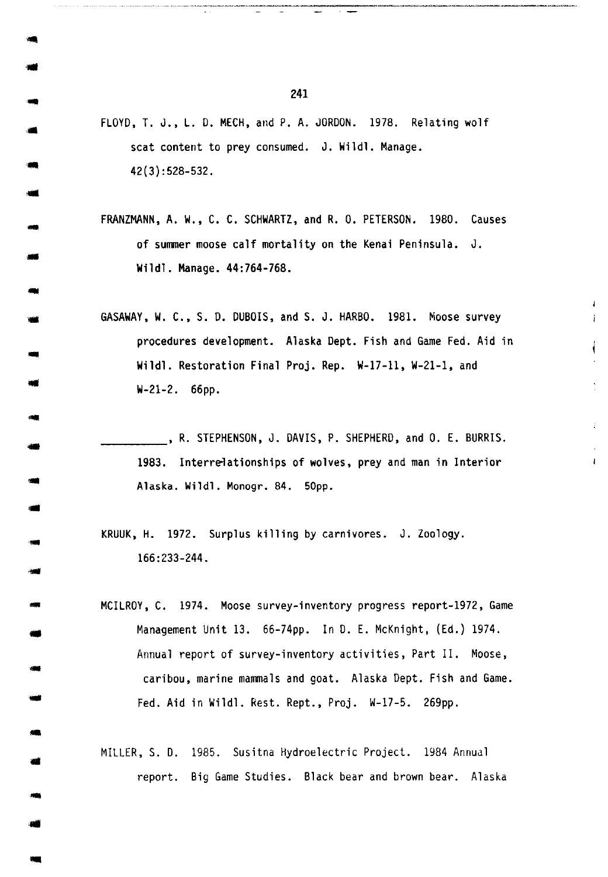FLOYD, T. J., L. D. MECH, and P. A. JORDON. 1978. Relating wolf scat content to prey consumed. J. Wildl. Manage. 42(3):528-532.

FRANZMANN, A. W., C. C. SCHWARTZ, and R. O. PETERSON. 1980. Causes of summer moose calf mortality on the Kenai Peninsula. J. Wildl. Manage. 44:764-768.

GASAWAY, W. C., S. D. DUBOIS, and S. J. HARBO. 1981. Moose survey procedures development. Alaska Dept. Fish and Game Fed. Aid in Wildl. Restoration Final Proj. Rep. W-17-11, W-21-1, and W-21-2. 66pp.

__________, R. STEPHENSON, J. DAVIS, P. SHEPHERD, and O. E. BURRIS. 1983. Interrelationships of wolves, prey and man in Interior Alaska. Wildl. Monogr. 84. 50pp.

KRUUK, H. 1972. Surplus killing by carnivores. J. Zoology. 166:233-244.

MCILROY, C. 1974. Moose survey-inventory progress report-1972, Game Management Unit 13. 66-74pp. In D. E. McKnight, (Ed.) 1974. Annual report of survey-inventory activities, Part II. Moose, caribou, marine mammals and goat. Alaska Dept. Fish and Game. Fed. Aid in Wildl. Rest. Rept., Proj. W-17-5. 269pp.

MILLER, S. D. 1985. Susitna Hydroelectric Project. 1984 Annual report. Big Game Studies. Black bear and brown bear. Alaska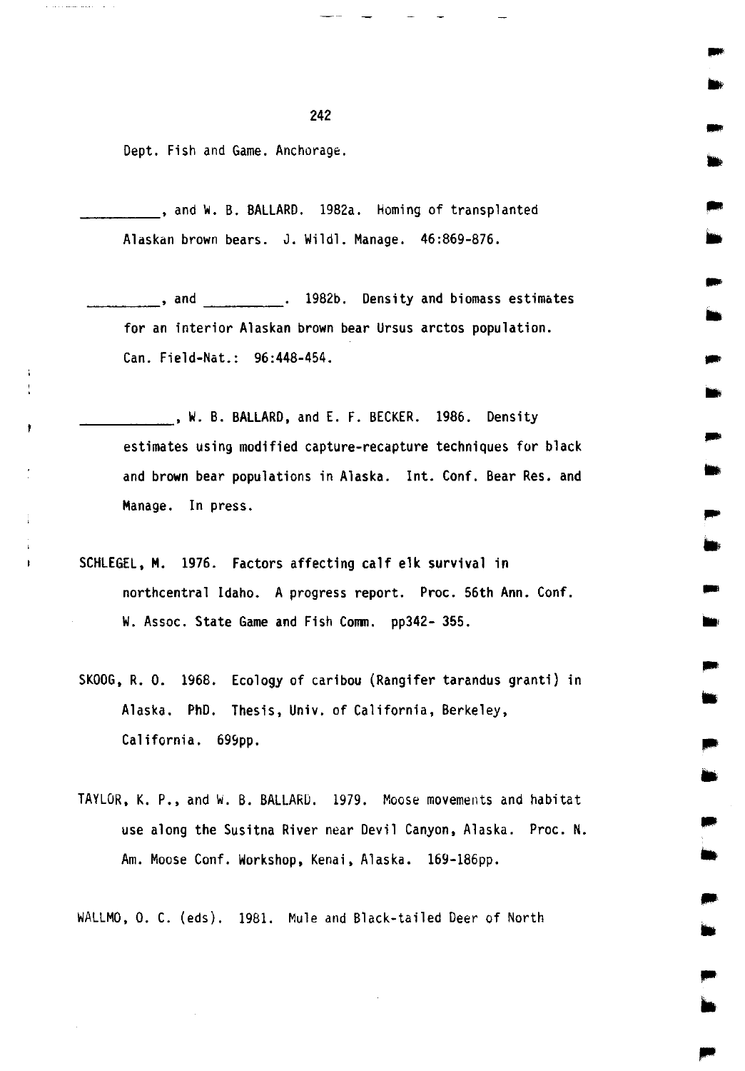Dept. Fish and Game. Anchorage.

__________, and W. B. BALLARD. 1982a. Homing of transplanted Alaskan brown bears. J. Wildl. Manage. 46:869-876.

__________, and __________. 1982b. Density and biomass estimates for an interior Alaskan brown bear Ursus arctos population. Can. Field-Nat.: 96:448-454.

____________, W. B. BALLARD, and E. F. BECKER. 1986. Density estimates using modified capture-recapture techniques for black and brown bear populations in Alaska. Int. Conf. Bear Res. and Manage. In press.

SCHLEGEL, M. 1976. Factors affecting calf elk survival in northcentral Idaho. A progress report. Proc. 56th Ann. Conf. W. Assoc. State Game and Fish Comm. pp342- 355.

SKOOG, R. O. 1968. Ecology of caribou (Rangifer tarandus granti) in Alaska. PhD. Thesis, Univ. of California, Berkeley, California. 699pp.

TAYLOR, K. P., and W. B. BALLARD. 1979. Moose movements and habitat use along the Susitna River near Devil Canyon, Alaska. Proc. N. Am. Moose Conf. Workshop, Kenai, Alaska. 169-186pp.

WALLMO, O. C. (eds). 1981. Mule and Black-tailed Deer of North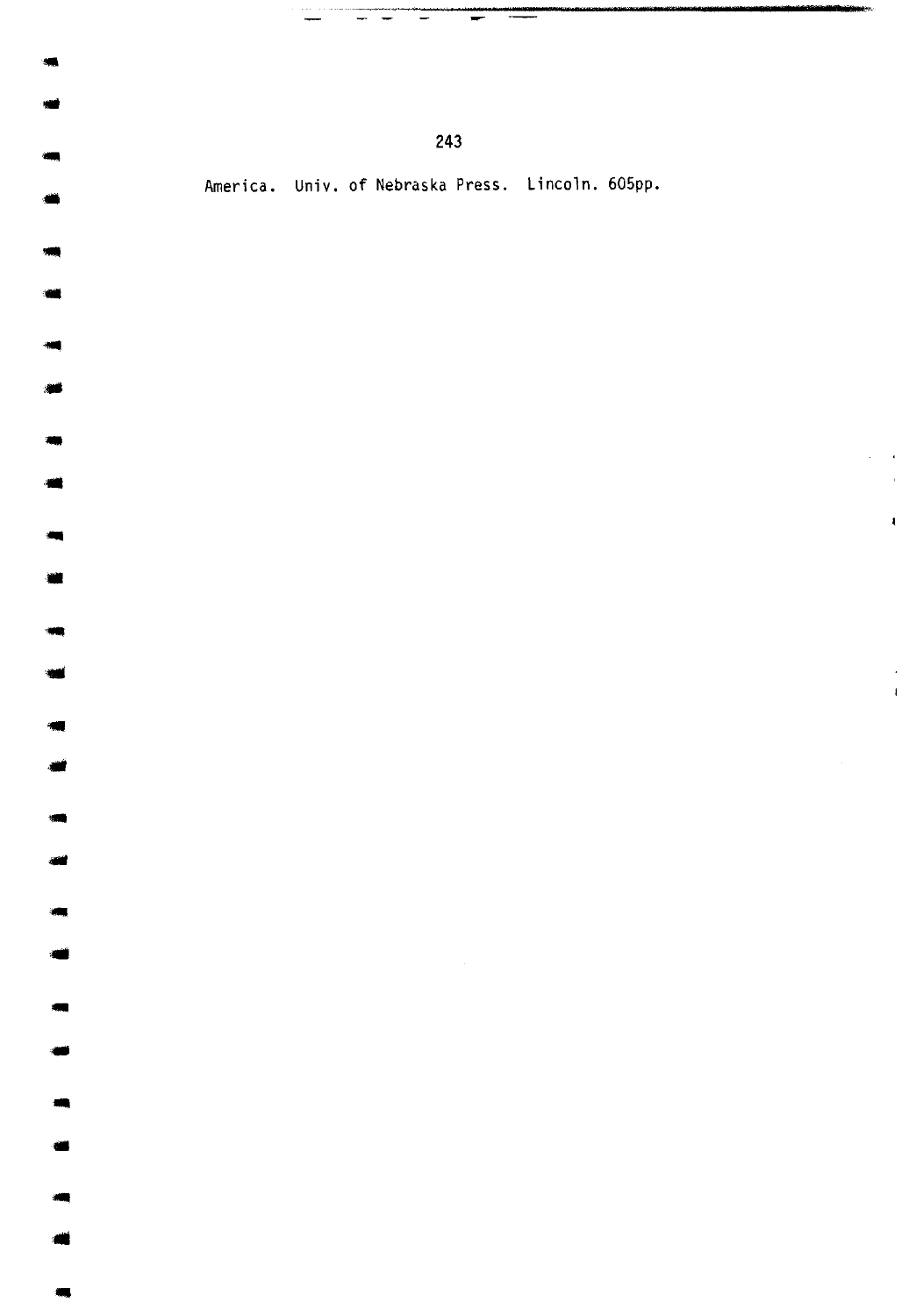America. Univ. of Nebraska Press. Lincoln. 605pp.